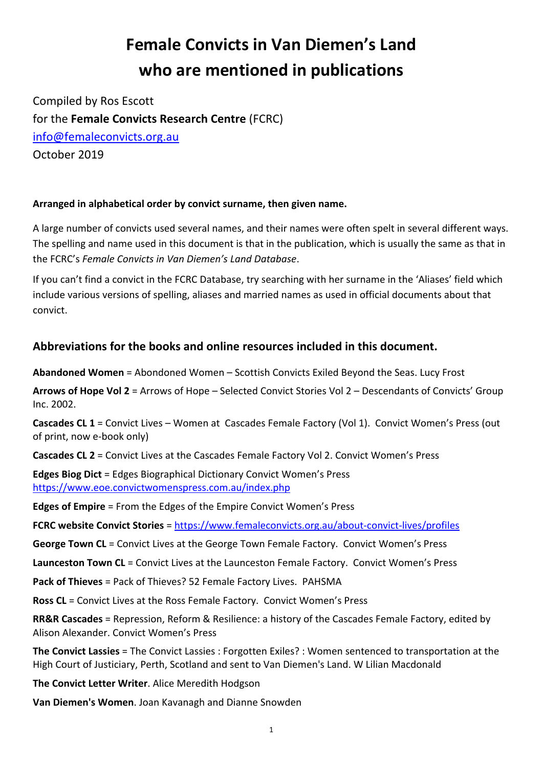# Female Convicts in Van Diemen's Land who are mentioned in publications

Compiled by Ros Escott
for the **Female Convicts Research Centre** (FCRC)
info@femaleconvicts.org.au
October 2019

**Arranged in alphabetical order by convict surname, then given name.**

A large number of convicts used several names, and their names were often spelt in several different ways. The spelling and name used in this document is that in the publication, which is usually the same as that in the FCRC's *Female Convicts in Van Diemen's Land Database*.

If you can't find a convict in the FCRC Database, try searching with her surname in the 'Aliases' field which include various versions of spelling, aliases and married names as used in official documents about that convict.

## Abbreviations for the books and online resources included in this document.

**Abandoned Women** = Abondoned Women – Scottish Convicts Exiled Beyond the Seas. Lucy Frost

**Arrows of Hope Vol 2** = Arrows of Hope – Selected Convict Stories Vol 2 – Descendants of Convicts' Group Inc. 2002.

**Cascades CL 1** = Convict Lives – Women at Cascades Female Factory (Vol 1). Convict Women's Press (out of print, now e-book only)

**Cascades CL 2** = Convict Lives at the Cascades Female Factory Vol 2. Convict Women's Press

**Edges Biog Dict** = Edges Biographical Dictionary Convict Women's Press https://www.eoe.convictwomenspress.com.au/index.php

**Edges of Empire** = From the Edges of the Empire Convict Women's Press

**FCRC website Convict Stories** = https://www.femaleconvicts.org.au/about-convict-lives/profiles

**George Town CL** = Convict Lives at the George Town Female Factory. Convict Women's Press

**Launceston Town CL** = Convict Lives at the Launceston Female Factory. Convict Women's Press

**Pack of Thieves** = Pack of Thieves? 52 Female Factory Lives. PAHSMA

**Ross CL** = Convict Lives at the Ross Female Factory. Convict Women's Press

**RR&R Cascades** = Repression, Reform & Resilience: a history of the Cascades Female Factory, edited by Alison Alexander. Convict Women's Press

**The Convict Lassies** = The Convict Lassies : Forgotten Exiles? : Women sentenced to transportation at the High Court of Justiciary, Perth, Scotland and sent to Van Diemen's Land. W Lilian Macdonald

**The Convict Letter Writer**. Alice Meredith Hodgson

**Van Diemen's Women**. Joan Kavanagh and Dianne Snowden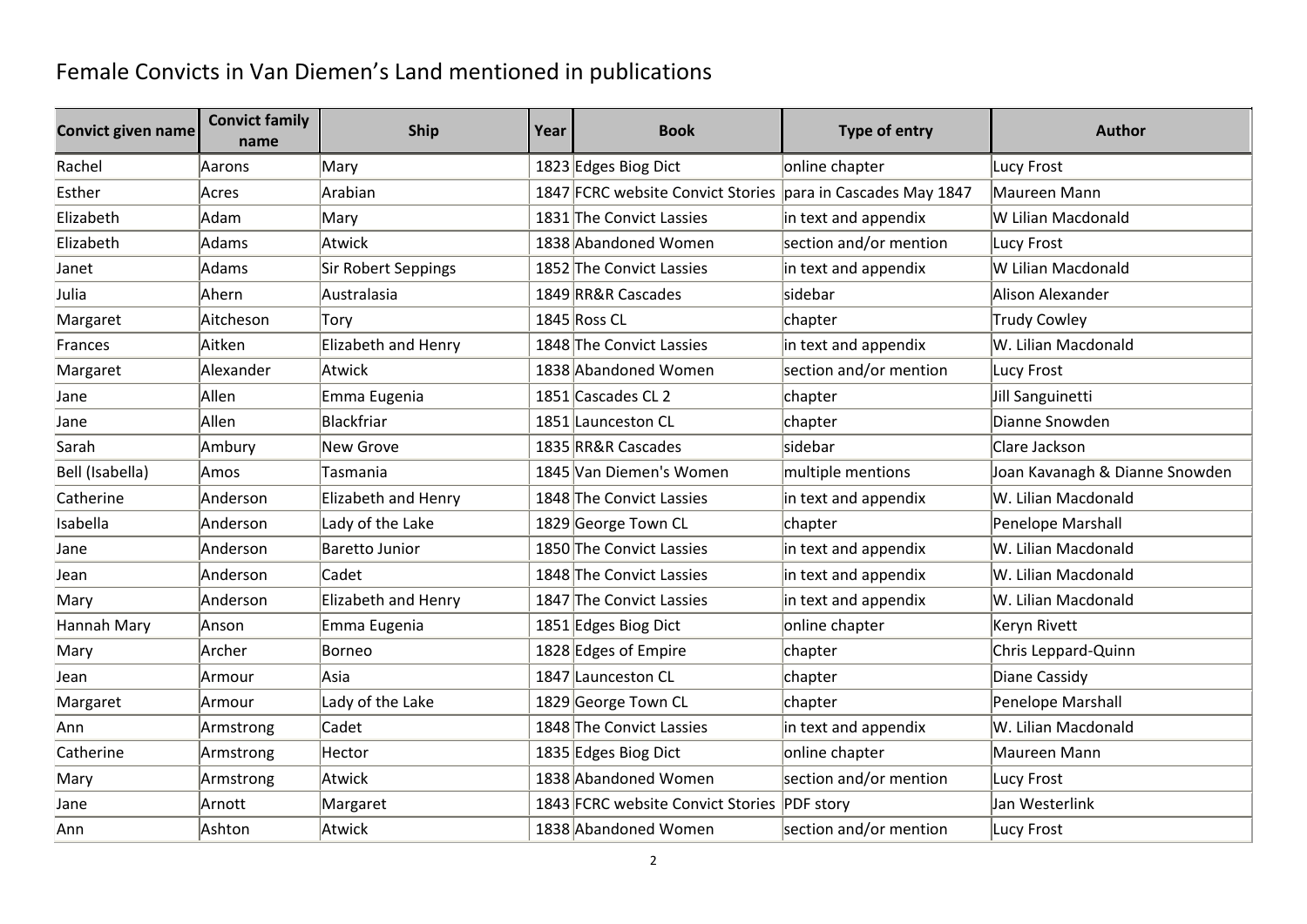# Female Convicts in Van Diemen's Land mentioned in publications

| Convict given name | Convict family name | Ship | Year | Book | Type of entry | Author |
|---|---|---|---|---|---|---|
| Rachel | Aarons | Mary | 1823 | Edges Biog Dict | online chapter | Lucy Frost |
| Esther | Acres | Arabian | 1847 | FCRC website Convict Stories | para in Cascades May 1847 | Maureen Mann |
| Elizabeth | Adam | Mary | 1831 | The Convict Lassies | in text and appendix | W Lilian Macdonald |
| Elizabeth | Adams | Atwick | 1838 | Abandoned Women | section and/or mention | Lucy Frost |
| Janet | Adams | Sir Robert Seppings | 1852 | The Convict Lassies | in text and appendix | W Lilian Macdonald |
| Julia | Ahern | Australasia | 1849 | RR&R Cascades | sidebar | Alison Alexander |
| Margaret | Aitcheson | Tory | 1845 | Ross CL | chapter | Trudy Cowley |
| Frances | Aitken | Elizabeth and Henry | 1848 | The Convict Lassies | in text and appendix | W. Lilian Macdonald |
| Margaret | Alexander | Atwick | 1838 | Abandoned Women | section and/or mention | Lucy Frost |
| Jane | Allen | Emma Eugenia | 1851 | Cascades CL 2 | chapter | Jill Sanguinetti |
| Jane | Allen | Blackfriar | 1851 | Launceston CL | chapter | Dianne Snowden |
| Sarah | Ambury | New Grove | 1835 | RR&R Cascades | sidebar | Clare Jackson |
| Bell (Isabella) | Amos | Tasmania | 1845 | Van Diemen's Women | multiple mentions | Joan Kavanagh & Dianne Snowden |
| Catherine | Anderson | Elizabeth and Henry | 1848 | The Convict Lassies | in text and appendix | W. Lilian Macdonald |
| Isabella | Anderson | Lady of the Lake | 1829 | George Town CL | chapter | Penelope Marshall |
| Jane | Anderson | Baretto Junior | 1850 | The Convict Lassies | in text and appendix | W. Lilian Macdonald |
| Jean | Anderson | Cadet | 1848 | The Convict Lassies | in text and appendix | W. Lilian Macdonald |
| Mary | Anderson | Elizabeth and Henry | 1847 | The Convict Lassies | in text and appendix | W. Lilian Macdonald |
| Hannah Mary | Anson | Emma Eugenia | 1851 | Edges Biog Dict | online chapter | Keryn Rivett |
| Mary | Archer | Borneo | 1828 | Edges of Empire | chapter | Chris Leppard-Quinn |
| Jean | Armour | Asia | 1847 | Launceston CL | chapter | Diane Cassidy |
| Margaret | Armour | Lady of the Lake | 1829 | George Town CL | chapter | Penelope Marshall |
| Ann | Armstrong | Cadet | 1848 | The Convict Lassies | in text and appendix | W. Lilian Macdonald |
| Catherine | Armstrong | Hector | 1835 | Edges Biog Dict | online chapter | Maureen Mann |
| Mary | Armstrong | Atwick | 1838 | Abandoned Women | section and/or mention | Lucy Frost |
| Jane | Arnott | Margaret | 1843 | FCRC website Convict Stories | PDF story | Jan Westerlink |
| Ann | Ashton | Atwick | 1838 | Abandoned Women | section and/or mention | Lucy Frost |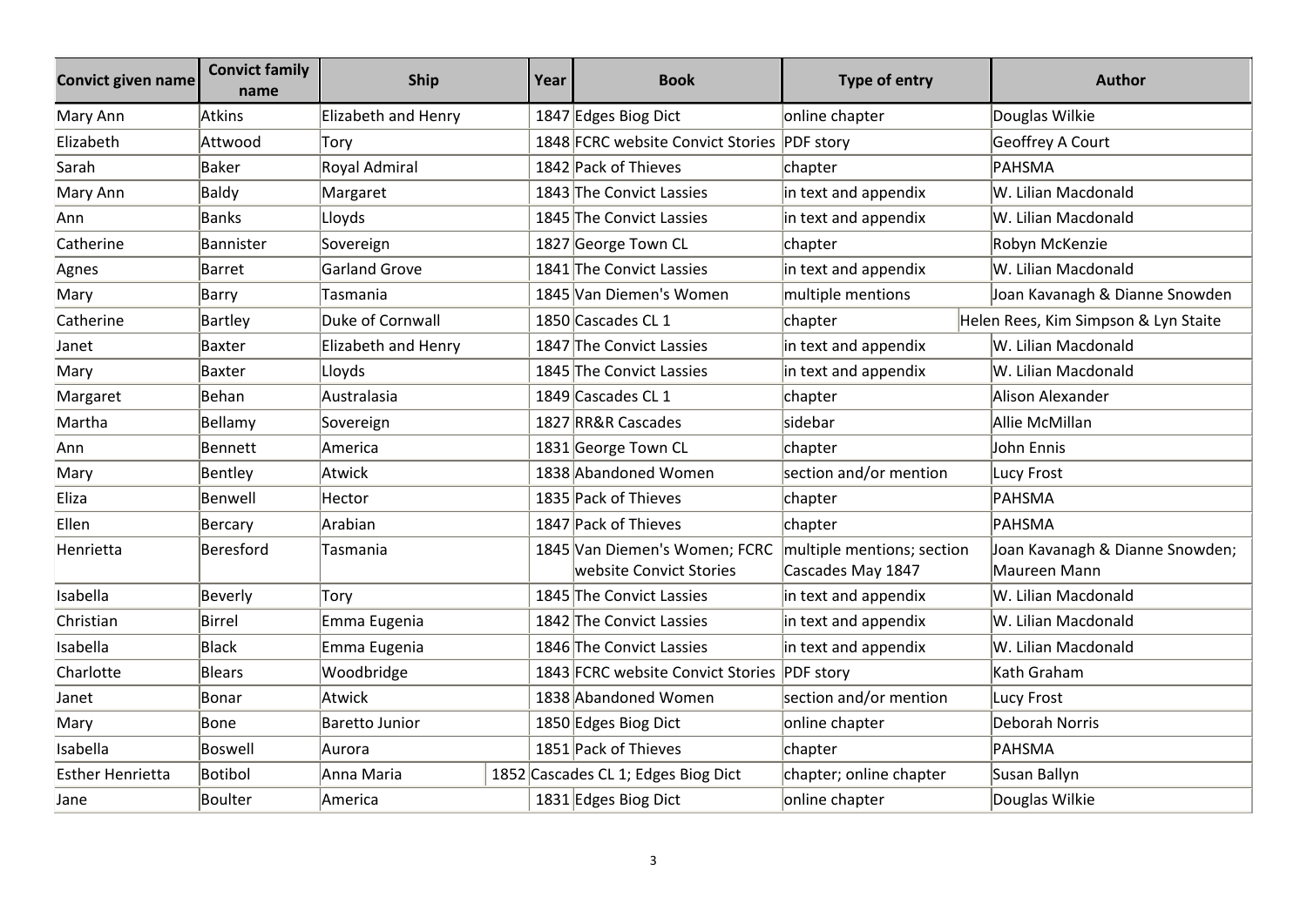| Convict given name | Convict family name | Ship | Year | Book | Type of entry | Author |
|---|---|---|---|---|---|---|
| Mary Ann | Atkins | Elizabeth and Henry | 1847 | Edges Biog Dict | online chapter | Douglas Wilkie |
| Elizabeth | Attwood | Tory | 1848 | FCRC website Convict Stories | PDF story | Geoffrey A Court |
| Sarah | Baker | Royal Admiral | 1842 | Pack of Thieves | chapter | PAHSMA |
| Mary Ann | Baldy | Margaret | 1843 | The Convict Lassies | in text and appendix | W. Lilian Macdonald |
| Ann | Banks | Lloyds | 1845 | The Convict Lassies | in text and appendix | W. Lilian Macdonald |
| Catherine | Bannister | Sovereign | 1827 | George Town CL | chapter | Robyn McKenzie |
| Agnes | Barret | Garland Grove | 1841 | The Convict Lassies | in text and appendix | W. Lilian Macdonald |
| Mary | Barry | Tasmania | 1845 | Van Diemen's Women | multiple mentions | Joan Kavanagh & Dianne Snowden |
| Catherine | Bartley | Duke of Cornwall | 1850 | Cascades CL 1 | chapter | Helen Rees, Kim Simpson & Lyn Staite |
| Janet | Baxter | Elizabeth and Henry | 1847 | The Convict Lassies | in text and appendix | W. Lilian Macdonald |
| Mary | Baxter | Lloyds | 1845 | The Convict Lassies | in text and appendix | W. Lilian Macdonald |
| Margaret | Behan | Australasia | 1849 | Cascades CL 1 | chapter | Alison Alexander |
| Martha | Bellamy | Sovereign | 1827 | RR&R Cascades | sidebar | Allie McMillan |
| Ann | Bennett | America | 1831 | George Town CL | chapter | John Ennis |
| Mary | Bentley | Atwick | 1838 | Abandoned Women | section and/or mention | Lucy Frost |
| Eliza | Benwell | Hector | 1835 | Pack of Thieves | chapter | PAHSMA |
| Ellen | Bercary | Arabian | 1847 | Pack of Thieves | chapter | PAHSMA |
| Henrietta | Beresford | Tasmania | 1845 | Van Diemen's Women; FCRC website Convict Stories | multiple mentions; section Cascades May 1847 | Joan Kavanagh & Dianne Snowden; Maureen Mann |
| Isabella | Beverly | Tory | 1845 | The Convict Lassies | in text and appendix | W. Lilian Macdonald |
| Christian | Birrel | Emma Eugenia | 1842 | The Convict Lassies | in text and appendix | W. Lilian Macdonald |
| Isabella | Black | Emma Eugenia | 1846 | The Convict Lassies | in text and appendix | W. Lilian Macdonald |
| Charlotte | Blears | Woodbridge | 1843 | FCRC website Convict Stories | PDF story | Kath Graham |
| Janet | Bonar | Atwick | 1838 | Abandoned Women | section and/or mention | Lucy Frost |
| Mary | Bone | Baretto Junior | 1850 | Edges Biog Dict | online chapter | Deborah Norris |
| Isabella | Boswell | Aurora | 1851 | Pack of Thieves | chapter | PAHSMA |
| Esther Henrietta | Botibol | Anna Maria | 1852 | Cascades CL 1; Edges Biog Dict | chapter; online chapter | Susan Ballyn |
| Jane | Boulter | America | 1831 | Edges Biog Dict | online chapter | Douglas Wilkie |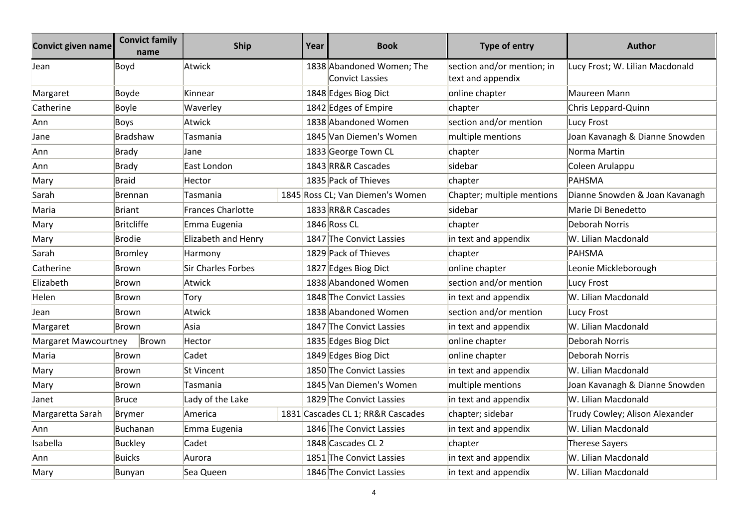| Convict given name | Convict family name | Ship | Year | Book | Type of entry | Author |
|---|---|---|---|---|---|---|
| Jean | Boyd | Atwick | 1838 | Abandoned Women; The Convict Lassies | section and/or mention; in text and appendix | Lucy Frost; W. Lilian Macdonald |
| Margaret | Boyde | Kinnear | 1848 | Edges Biog Dict | online chapter | Maureen Mann |
| Catherine | Boyle | Waverley | 1842 | Edges of Empire | chapter | Chris Leppard-Quinn |
| Ann | Boys | Atwick | 1838 | Abandoned Women | section and/or mention | Lucy Frost |
| Jane | Bradshaw | Tasmania | 1845 | Van Diemen's Women | multiple mentions | Joan Kavanagh & Dianne Snowden |
| Ann | Brady | Jane | 1833 | George Town CL | chapter | Norma Martin |
| Ann | Brady | East London | 1843 | RR&R Cascades | sidebar | Coleen Arulappu |
| Mary | Braid | Hector | 1835 | Pack of Thieves | chapter | PAHSMA |
| Sarah | Brennan | Tasmania | 1845 | Ross CL; Van Diemen's Women | Chapter; multiple mentions | Dianne Snowden & Joan Kavanagh |
| Maria | Briant | Frances Charlotte | 1833 | RR&R Cascades | sidebar | Marie Di Benedetto |
| Mary | Britcliffe | Emma Eugenia | 1846 | Ross CL | chapter | Deborah Norris |
| Mary | Brodie | Elizabeth and Henry | 1847 | The Convict Lassies | in text and appendix | W. Lilian Macdonald |
| Sarah | Bromley | Harmony | 1829 | Pack of Thieves | chapter | PAHSMA |
| Catherine | Brown | Sir Charles Forbes | 1827 | Edges Biog Dict | online chapter | Leonie Mickleborough |
| Elizabeth | Brown | Atwick | 1838 | Abandoned Women | section and/or mention | Lucy Frost |
| Helen | Brown | Tory | 1848 | The Convict Lassies | in text and appendix | W. Lilian Macdonald |
| Jean | Brown | Atwick | 1838 | Abandoned Women | section and/or mention | Lucy Frost |
| Margaret | Brown | Asia | 1847 | The Convict Lassies | in text and appendix | W. Lilian Macdonald |
| Margaret Mawcourtney | Brown | Hector | 1835 | Edges Biog Dict | online chapter | Deborah Norris |
| Maria | Brown | Cadet | 1849 | Edges Biog Dict | online chapter | Deborah Norris |
| Mary | Brown | St Vincent | 1850 | The Convict Lassies | in text and appendix | W. Lilian Macdonald |
| Mary | Brown | Tasmania | 1845 | Van Diemen's Women | multiple mentions | Joan Kavanagh & Dianne Snowden |
| Janet | Bruce | Lady of the Lake | 1829 | The Convict Lassies | in text and appendix | W. Lilian Macdonald |
| Margaretta Sarah | Brymer | America | 1831 | Cascades CL 1; RR&R Cascades | chapter; sidebar | Trudy Cowley; Alison Alexander |
| Ann | Buchanan | Emma Eugenia | 1846 | The Convict Lassies | in text and appendix | W. Lilian Macdonald |
| Isabella | Buckley | Cadet | 1848 | Cascades CL 2 | chapter | Therese Sayers |
| Ann | Buicks | Aurora | 1851 | The Convict Lassies | in text and appendix | W. Lilian Macdonald |
| Mary | Bunyan | Sea Queen | 1846 | The Convict Lassies | in text and appendix | W. Lilian Macdonald |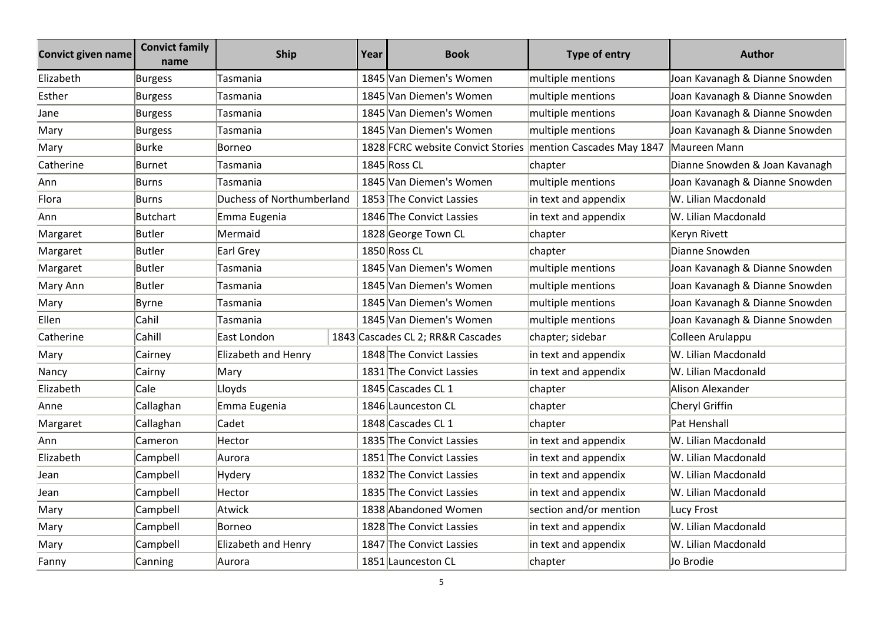| Convict given name | Convict family name | Ship | Year | Book | Type of entry | Author |
|---|---|---|---|---|---|---|
| Elizabeth | Burgess | Tasmania | 1845 | Van Diemen's Women | multiple mentions | Joan Kavanagh & Dianne Snowden |
| Esther | Burgess | Tasmania | 1845 | Van Diemen's Women | multiple mentions | Joan Kavanagh & Dianne Snowden |
| Jane | Burgess | Tasmania | 1845 | Van Diemen's Women | multiple mentions | Joan Kavanagh & Dianne Snowden |
| Mary | Burgess | Tasmania | 1845 | Van Diemen's Women | multiple mentions | Joan Kavanagh & Dianne Snowden |
| Mary | Burke | Borneo | 1828 | FCRC website Convict Stories | mention Cascades May 1847 | Maureen Mann |
| Catherine | Burnet | Tasmania | 1845 | Ross CL | chapter | Dianne Snowden & Joan Kavanagh |
| Ann | Burns | Tasmania | 1845 | Van Diemen's Women | multiple mentions | Joan Kavanagh & Dianne Snowden |
| Flora | Burns | Duchess of Northumberland | 1853 | The Convict Lassies | in text and appendix | W. Lilian Macdonald |
| Ann | Butchart | Emma Eugenia | 1846 | The Convict Lassies | in text and appendix | W. Lilian Macdonald |
| Margaret | Butler | Mermaid | 1828 | George Town CL | chapter | Keryn Rivett |
| Margaret | Butler | Earl Grey | 1850 | Ross CL | chapter | Dianne Snowden |
| Margaret | Butler | Tasmania | 1845 | Van Diemen's Women | multiple mentions | Joan Kavanagh & Dianne Snowden |
| Mary Ann | Butler | Tasmania | 1845 | Van Diemen's Women | multiple mentions | Joan Kavanagh & Dianne Snowden |
| Mary | Byrne | Tasmania | 1845 | Van Diemen's Women | multiple mentions | Joan Kavanagh & Dianne Snowden |
| Ellen | Cahil | Tasmania | 1845 | Van Diemen's Women | multiple mentions | Joan Kavanagh & Dianne Snowden |
| Catherine | Cahill | East London | 1843 | Cascades CL 2; RR&R Cascades | chapter; sidebar | Colleen Arulappu |
| Mary | Cairney | Elizabeth and Henry | 1848 | The Convict Lassies | in text and appendix | W. Lilian Macdonald |
| Nancy | Cairny | Mary | 1831 | The Convict Lassies | in text and appendix | W. Lilian Macdonald |
| Elizabeth | Cale | Lloyds | 1845 | Cascades CL 1 | chapter | Alison Alexander |
| Anne | Callaghan | Emma Eugenia | 1846 | Launceston CL | chapter | Cheryl Griffin |
| Margaret | Callaghan | Cadet | 1848 | Cascades CL 1 | chapter | Pat Henshall |
| Ann | Cameron | Hector | 1835 | The Convict Lassies | in text and appendix | W. Lilian Macdonald |
| Elizabeth | Campbell | Aurora | 1851 | The Convict Lassies | in text and appendix | W. Lilian Macdonald |
| Jean | Campbell | Hydery | 1832 | The Convict Lassies | in text and appendix | W. Lilian Macdonald |
| Jean | Campbell | Hector | 1835 | The Convict Lassies | in text and appendix | W. Lilian Macdonald |
| Mary | Campbell | Atwick | 1838 | Abandoned Women | section and/or mention | Lucy Frost |
| Mary | Campbell | Borneo | 1828 | The Convict Lassies | in text and appendix | W. Lilian Macdonald |
| Mary | Campbell | Elizabeth and Henry | 1847 | The Convict Lassies | in text and appendix | W. Lilian Macdonald |
| Fanny | Canning | Aurora | 1851 | Launceston CL | chapter | Jo Brodie |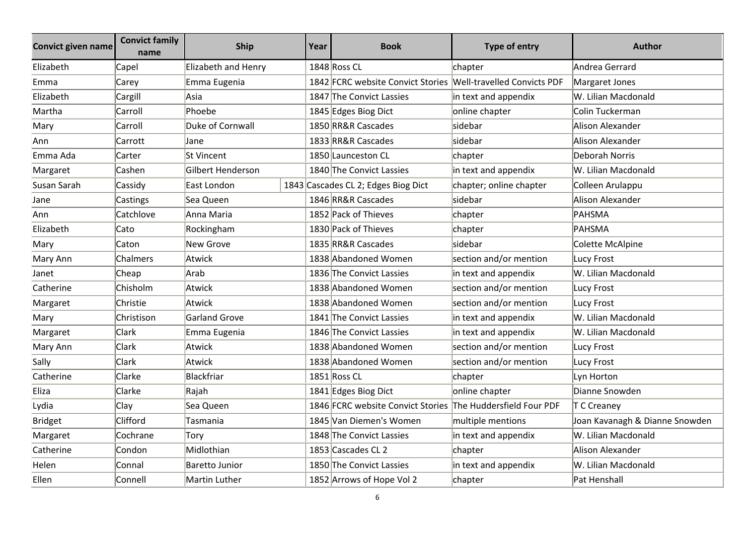| Convict given name | Convict family name | Ship | Year | Book | Type of entry | Author |
|---|---|---|---|---|---|---|
| Elizabeth | Capel | Elizabeth and Henry | 1848 | Ross CL | chapter | Andrea Gerrard |
| Emma | Carey | Emma Eugenia | 1842 | FCRC website Convict Stories | Well-travelled Convicts PDF | Margaret Jones |
| Elizabeth | Cargill | Asia | 1847 | The Convict Lassies | in text and appendix | W. Lilian Macdonald |
| Martha | Carroll | Phoebe | 1845 | Edges Biog Dict | online chapter | Colin Tuckerman |
| Mary | Carroll | Duke of Cornwall | 1850 | RR&R Cascades | sidebar | Alison Alexander |
| Ann | Carrott | Jane | 1833 | RR&R Cascades | sidebar | Alison Alexander |
| Emma Ada | Carter | St Vincent | 1850 | Launceston CL | chapter | Deborah Norris |
| Margaret | Cashen | Gilbert Henderson | 1840 | The Convict Lassies | in text and appendix | W. Lilian Macdonald |
| Susan Sarah | Cassidy | East London | 1843 | Cascades CL 2; Edges Biog Dict | chapter; online chapter | Colleen Arulappu |
| Jane | Castings | Sea Queen | 1846 | RR&R Cascades | sidebar | Alison Alexander |
| Ann | Catchlove | Anna Maria | 1852 | Pack of Thieves | chapter | PAHSMA |
| Elizabeth | Cato | Rockingham | 1830 | Pack of Thieves | chapter | PAHSMA |
| Mary | Caton | New Grove | 1835 | RR&R Cascades | sidebar | Colette McAlpine |
| Mary Ann | Chalmers | Atwick | 1838 | Abandoned Women | section and/or mention | Lucy Frost |
| Janet | Cheap | Arab | 1836 | The Convict Lassies | in text and appendix | W. Lilian Macdonald |
| Catherine | Chisholm | Atwick | 1838 | Abandoned Women | section and/or mention | Lucy Frost |
| Margaret | Christie | Atwick | 1838 | Abandoned Women | section and/or mention | Lucy Frost |
| Mary | Christison | Garland Grove | 1841 | The Convict Lassies | in text and appendix | W. Lilian Macdonald |
| Margaret | Clark | Emma Eugenia | 1846 | The Convict Lassies | in text and appendix | W. Lilian Macdonald |
| Mary Ann | Clark | Atwick | 1838 | Abandoned Women | section and/or mention | Lucy Frost |
| Sally | Clark | Atwick | 1838 | Abandoned Women | section and/or mention | Lucy Frost |
| Catherine | Clarke | Blackfriar | 1851 | Ross CL | chapter | Lyn Horton |
| Eliza | Clarke | Rajah | 1841 | Edges Biog Dict | online chapter | Dianne Snowden |
| Lydia | Clay | Sea Queen | 1846 | FCRC website Convict Stories | The Huddersfield Four PDF | T C Creaney |
| Bridget | Clifford | Tasmania | 1845 | Van Diemen's Women | multiple mentions | Joan Kavanagh & Dianne Snowden |
| Margaret | Cochrane | Tory | 1848 | The Convict Lassies | in text and appendix | W. Lilian Macdonald |
| Catherine | Condon | Midlothian | 1853 | Cascades CL 2 | chapter | Alison Alexander |
| Helen | Connal | Baretto Junior | 1850 | The Convict Lassies | in text and appendix | W. Lilian Macdonald |
| Ellen | Connell | Martin Luther | 1852 | Arrows of Hope Vol 2 | chapter | Pat Henshall |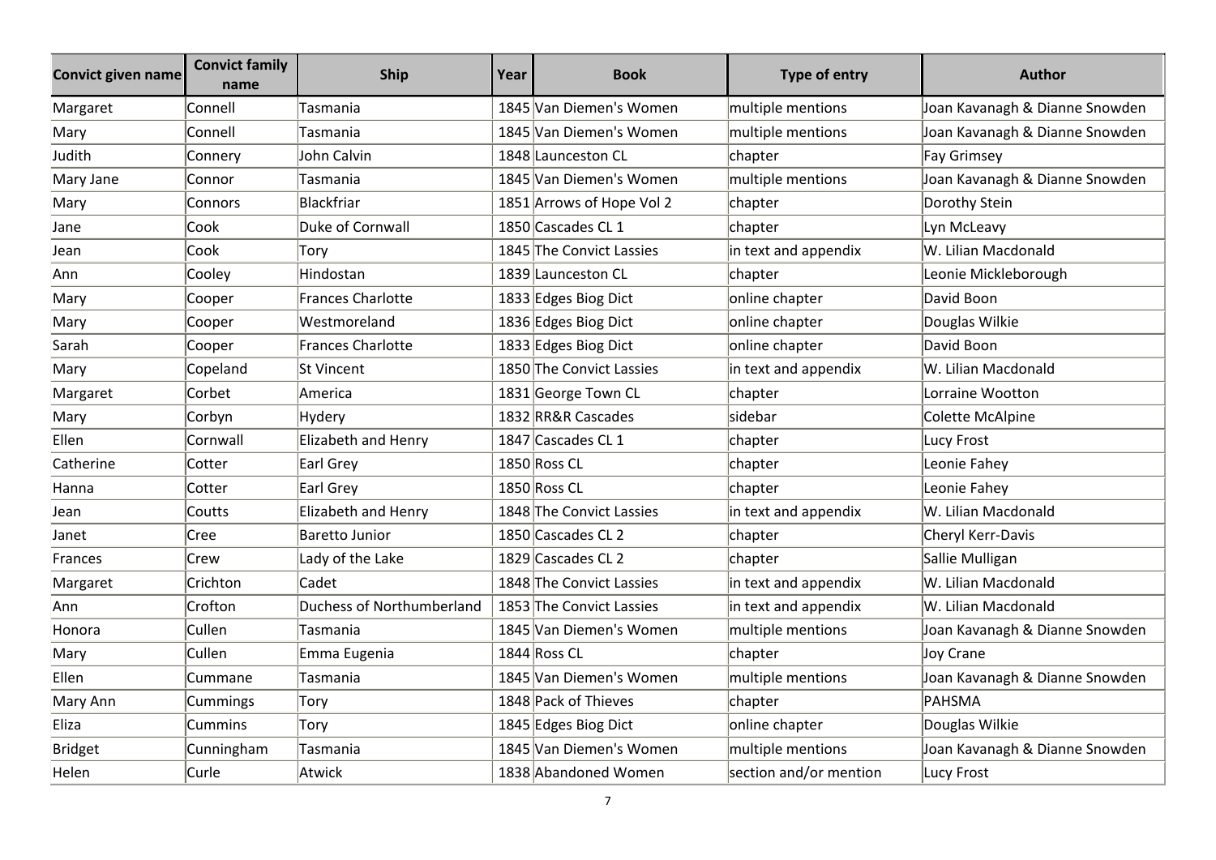| Convict given name | Convict family name | Ship | Year | Book | Type of entry | Author |
|---|---|---|---|---|---|---|
| Margaret | Connell | Tasmania | 1845 | Van Diemen's Women | multiple mentions | Joan Kavanagh & Dianne Snowden |
| Mary | Connell | Tasmania | 1845 | Van Diemen's Women | multiple mentions | Joan Kavanagh & Dianne Snowden |
| Judith | Connery | John Calvin | 1848 | Launceston CL | chapter | Fay Grimsey |
| Mary Jane | Connor | Tasmania | 1845 | Van Diemen's Women | multiple mentions | Joan Kavanagh & Dianne Snowden |
| Mary | Connors | Blackfriar | 1851 | Arrows of Hope Vol 2 | chapter | Dorothy Stein |
| Jane | Cook | Duke of Cornwall | 1850 | Cascades CL 1 | chapter | Lyn McLeavy |
| Jean | Cook | Tory | 1845 | The Convict Lassies | in text and appendix | W. Lilian Macdonald |
| Ann | Cooley | Hindostan | 1839 | Launceston CL | chapter | Leonie Mickleborough |
| Mary | Cooper | Frances Charlotte | 1833 | Edges Biog Dict | online chapter | David Boon |
| Mary | Cooper | Westmoreland | 1836 | Edges Biog Dict | online chapter | Douglas Wilkie |
| Sarah | Cooper | Frances Charlotte | 1833 | Edges Biog Dict | online chapter | David Boon |
| Mary | Copeland | St Vincent | 1850 | The Convict Lassies | in text and appendix | W. Lilian Macdonald |
| Margaret | Corbet | America | 1831 | George Town CL | chapter | Lorraine Wootton |
| Mary | Corbyn | Hydery | 1832 | RR&R Cascades | sidebar | Colette McAlpine |
| Ellen | Cornwall | Elizabeth and Henry | 1847 | Cascades CL 1 | chapter | Lucy Frost |
| Catherine | Cotter | Earl Grey | 1850 | Ross CL | chapter | Leonie Fahey |
| Hanna | Cotter | Earl Grey | 1850 | Ross CL | chapter | Leonie Fahey |
| Jean | Coutts | Elizabeth and Henry | 1848 | The Convict Lassies | in text and appendix | W. Lilian Macdonald |
| Janet | Cree | Baretto Junior | 1850 | Cascades CL 2 | chapter | Cheryl Kerr-Davis |
| Frances | Crew | Lady of the Lake | 1829 | Cascades CL 2 | chapter | Sallie Mulligan |
| Margaret | Crichton | Cadet | 1848 | The Convict Lassies | in text and appendix | W. Lilian Macdonald |
| Ann | Crofton | Duchess of Northumberland | 1853 | The Convict Lassies | in text and appendix | W. Lilian Macdonald |
| Honora | Cullen | Tasmania | 1845 | Van Diemen's Women | multiple mentions | Joan Kavanagh & Dianne Snowden |
| Mary | Cullen | Emma Eugenia | 1844 | Ross CL | chapter | Joy Crane |
| Ellen | Cummane | Tasmania | 1845 | Van Diemen's Women | multiple mentions | Joan Kavanagh & Dianne Snowden |
| Mary Ann | Cummings | Tory | 1848 | Pack of Thieves | chapter | PAHSMA |
| Eliza | Cummins | Tory | 1845 | Edges Biog Dict | online chapter | Douglas Wilkie |
| Bridget | Cunningham | Tasmania | 1845 | Van Diemen's Women | multiple mentions | Joan Kavanagh & Dianne Snowden |
| Helen | Curle | Atwick | 1838 | Abandoned Women | section and/or mention | Lucy Frost |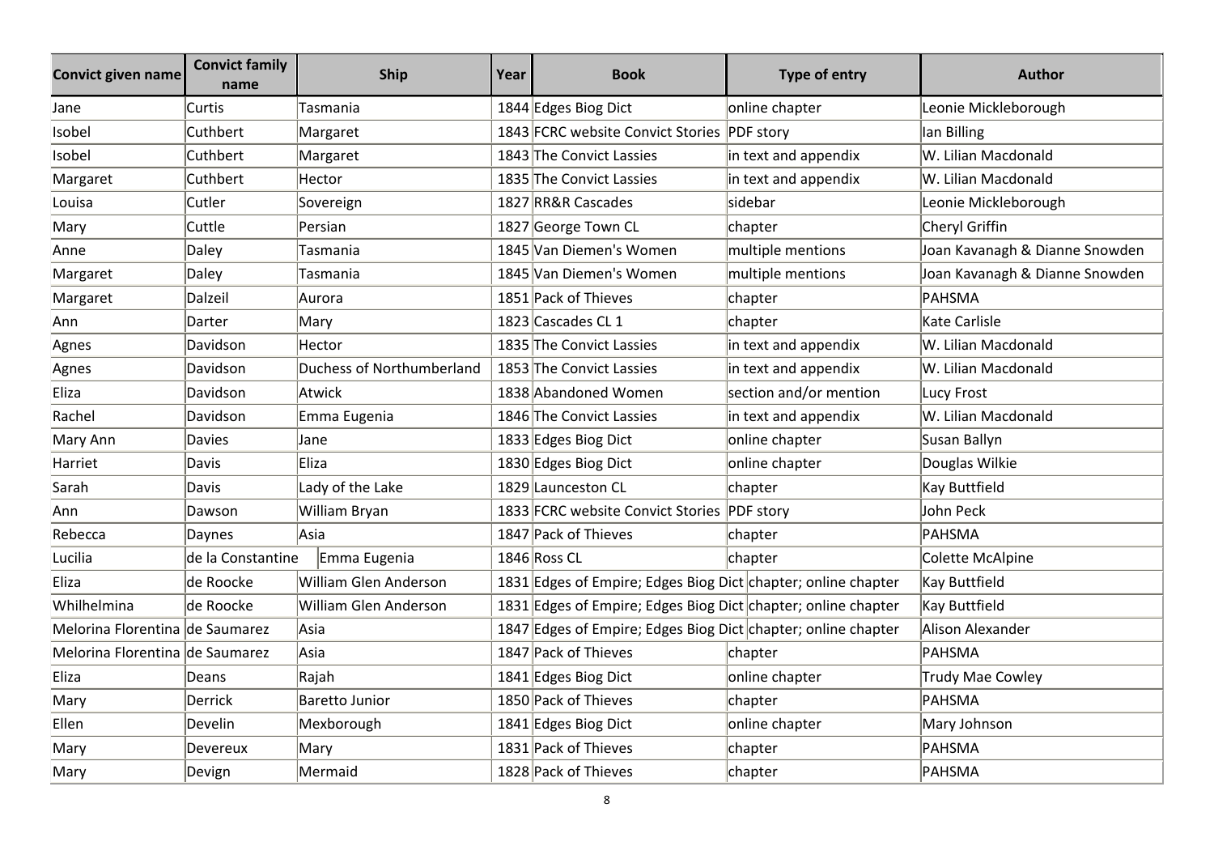| Convict given name | Convict family name | Ship | Year | Book | Type of entry | Author |
|---|---|---|---|---|---|---|
| Jane | Curtis | Tasmania | 1844 | Edges Biog Dict | online chapter | Leonie Mickleborough |
| Isobel | Cuthbert | Margaret | 1843 | FCRC website Convict Stories | PDF story | Ian Billing |
| Isobel | Cuthbert | Margaret | 1843 | The Convict Lassies | in text and appendix | W. Lilian Macdonald |
| Margaret | Cuthbert | Hector | 1835 | The Convict Lassies | in text and appendix | W. Lilian Macdonald |
| Louisa | Cutler | Sovereign | 1827 | RR&R Cascades | sidebar | Leonie Mickleborough |
| Mary | Cuttle | Persian | 1827 | George Town CL | chapter | Cheryl Griffin |
| Anne | Daley | Tasmania | 1845 | Van Diemen's Women | multiple mentions | Joan Kavanagh & Dianne Snowden |
| Margaret | Daley | Tasmania | 1845 | Van Diemen's Women | multiple mentions | Joan Kavanagh & Dianne Snowden |
| Margaret | Dalzeil | Aurora | 1851 | Pack of Thieves | chapter | PAHSMA |
| Ann | Darter | Mary | 1823 | Cascades CL 1 | chapter | Kate Carlisle |
| Agnes | Davidson | Hector | 1835 | The Convict Lassies | in text and appendix | W. Lilian Macdonald |
| Agnes | Davidson | Duchess of Northumberland | 1853 | The Convict Lassies | in text and appendix | W. Lilian Macdonald |
| Eliza | Davidson | Atwick | 1838 | Abandoned Women | section and/or mention | Lucy Frost |
| Rachel | Davidson | Emma Eugenia | 1846 | The Convict Lassies | in text and appendix | W. Lilian Macdonald |
| Mary Ann | Davies | Jane | 1833 | Edges Biog Dict | online chapter | Susan Ballyn |
| Harriet | Davis | Eliza | 1830 | Edges Biog Dict | online chapter | Douglas Wilkie |
| Sarah | Davis | Lady of the Lake | 1829 | Launceston CL | chapter | Kay Buttfield |
| Ann | Dawson | William Bryan | 1833 | FCRC website Convict Stories | PDF story | John Peck |
| Rebecca | Daynes | Asia | 1847 | Pack of Thieves | chapter | PAHSMA |
| Lucilia | de la Constantine | Emma Eugenia | 1846 | Ross CL | chapter | Colette McAlpine |
| Eliza | de Roocke | William Glen Anderson | 1831 | Edges of Empire; Edges Biog Dict | chapter; online chapter | Kay Buttfield |
| Whilhelmina | de Roocke | William Glen Anderson | 1831 | Edges of Empire; Edges Biog Dict | chapter; online chapter | Kay Buttfield |
| Melorina Florentina | de Saumarez | Asia | 1847 | Edges of Empire; Edges Biog Dict | chapter; online chapter | Alison Alexander |
| Melorina Florentina | de Saumarez | Asia | 1847 | Pack of Thieves | chapter | PAHSMA |
| Eliza | Deans | Rajah | 1841 | Edges Biog Dict | online chapter | Trudy Mae Cowley |
| Mary | Derrick | Baretto Junior | 1850 | Pack of Thieves | chapter | PAHSMA |
| Ellen | Develin | Mexborough | 1841 | Edges Biog Dict | online chapter | Mary Johnson |
| Mary | Devereux | Mary | 1831 | Pack of Thieves | chapter | PAHSMA |
| Mary | Devign | Mermaid | 1828 | Pack of Thieves | chapter | PAHSMA |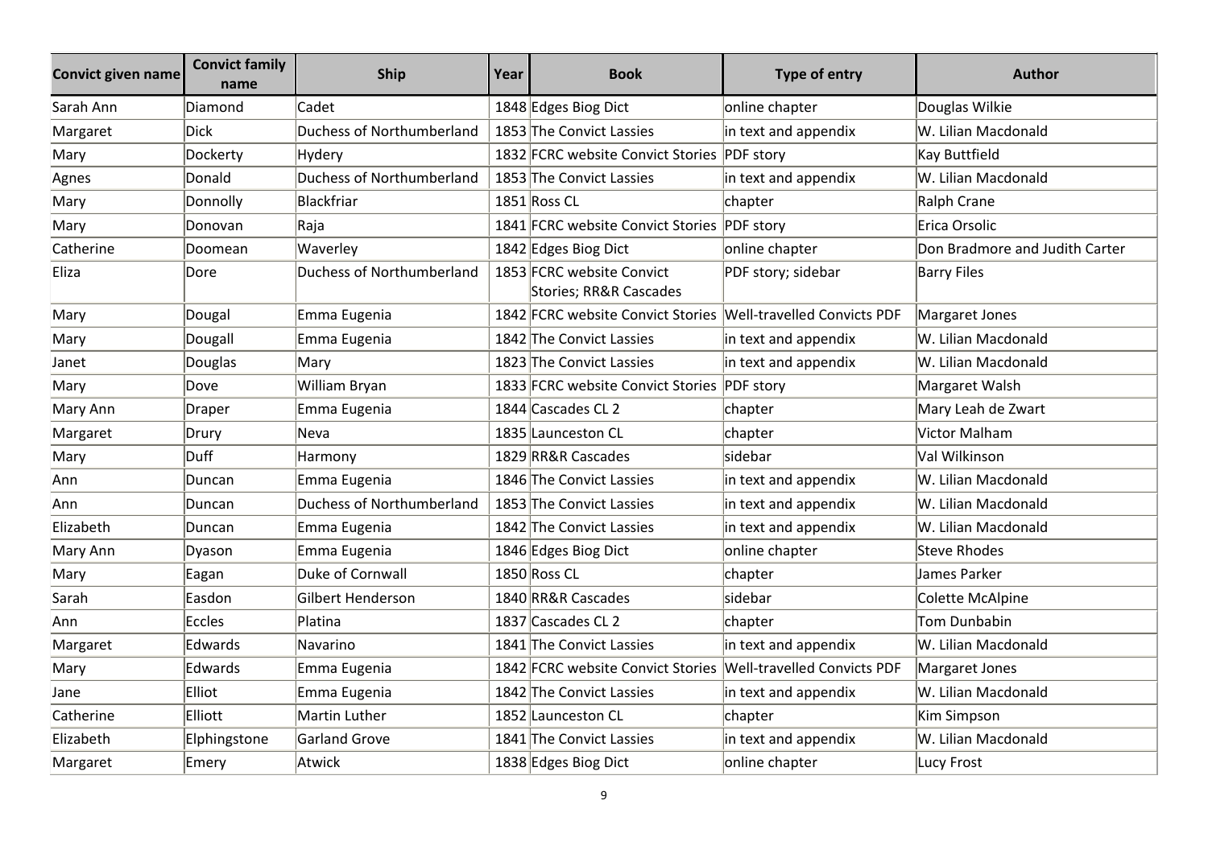| Convict given name | Convict family name | Ship | Year | Book | Type of entry | Author |
|---|---|---|---|---|---|---|
| Sarah Ann | Diamond | Cadet | 1848 | Edges Biog Dict | online chapter | Douglas Wilkie |
| Margaret | Dick | Duchess of Northumberland | 1853 | The Convict Lassies | in text and appendix | W. Lilian Macdonald |
| Mary | Dockerty | Hydery | 1832 | FCRC website Convict Stories | PDF story | Kay Buttfield |
| Agnes | Donald | Duchess of Northumberland | 1853 | The Convict Lassies | in text and appendix | W. Lilian Macdonald |
| Mary | Donnolly | Blackfriar | 1851 | Ross CL | chapter | Ralph Crane |
| Mary | Donovan | Raja | 1841 | FCRC website Convict Stories | PDF story | Erica Orsolic |
| Catherine | Doomean | Waverley | 1842 | Edges Biog Dict | online chapter | Don Bradmore and Judith Carter |
| Eliza | Dore | Duchess of Northumberland | 1853 | FCRC website Convict Stories; RR&R Cascades | PDF story; sidebar | Barry Files |
| Mary | Dougal | Emma Eugenia | 1842 | FCRC website Convict Stories | Well-travelled Convicts PDF | Margaret Jones |
| Mary | Dougall | Emma Eugenia | 1842 | The Convict Lassies | in text and appendix | W. Lilian Macdonald |
| Janet | Douglas | Mary | 1823 | The Convict Lassies | in text and appendix | W. Lilian Macdonald |
| Mary | Dove | William Bryan | 1833 | FCRC website Convict Stories | PDF story | Margaret Walsh |
| Mary Ann | Draper | Emma Eugenia | 1844 | Cascades CL 2 | chapter | Mary Leah de Zwart |
| Margaret | Drury | Neva | 1835 | Launceston CL | chapter | Victor Malham |
| Mary | Duff | Harmony | 1829 | RR&R Cascades | sidebar | Val Wilkinson |
| Ann | Duncan | Emma Eugenia | 1846 | The Convict Lassies | in text and appendix | W. Lilian Macdonald |
| Ann | Duncan | Duchess of Northumberland | 1853 | The Convict Lassies | in text and appendix | W. Lilian Macdonald |
| Elizabeth | Duncan | Emma Eugenia | 1842 | The Convict Lassies | in text and appendix | W. Lilian Macdonald |
| Mary Ann | Dyason | Emma Eugenia | 1846 | Edges Biog Dict | online chapter | Steve Rhodes |
| Mary | Eagan | Duke of Cornwall | 1850 | Ross CL | chapter | James Parker |
| Sarah | Easdon | Gilbert Henderson | 1840 | RR&R Cascades | sidebar | Colette McAlpine |
| Ann | Eccles | Platina | 1837 | Cascades CL 2 | chapter | Tom Dunbabin |
| Margaret | Edwards | Navarino | 1841 | The Convict Lassies | in text and appendix | W. Lilian Macdonald |
| Mary | Edwards | Emma Eugenia | 1842 | FCRC website Convict Stories | Well-travelled Convicts PDF | Margaret Jones |
| Jane | Elliot | Emma Eugenia | 1842 | The Convict Lassies | in text and appendix | W. Lilian Macdonald |
| Catherine | Elliott | Martin Luther | 1852 | Launceston CL | chapter | Kim Simpson |
| Elizabeth | Elphingstone | Garland Grove | 1841 | The Convict Lassies | in text and appendix | W. Lilian Macdonald |
| Margaret | Emery | Atwick | 1838 | Edges Biog Dict | online chapter | Lucy Frost |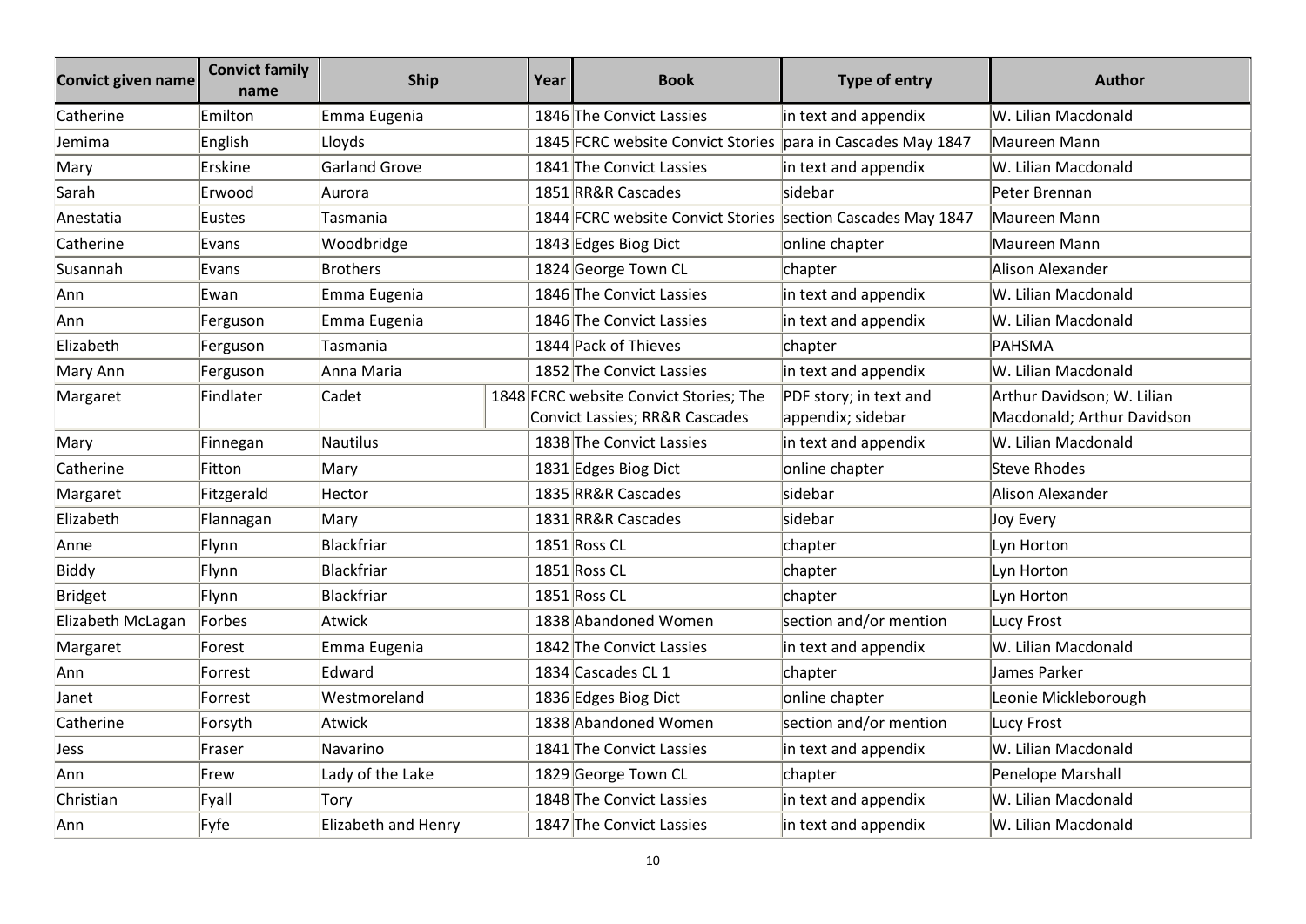| Convict given name | Convict family name | Ship | Year | Book | Type of entry | Author |
|---|---|---|---|---|---|---|
| Catherine | Emilton | Emma Eugenia | 1846 | The Convict Lassies | in text and appendix | W. Lilian Macdonald |
| Jemima | English | Lloyds | 1845 | FCRC website Convict Stories | para in Cascades May 1847 | Maureen Mann |
| Mary | Erskine | Garland Grove | 1841 | The Convict Lassies | in text and appendix | W. Lilian Macdonald |
| Sarah | Erwood | Aurora | 1851 | RR&R Cascades | sidebar | Peter Brennan |
| Anestatia | Eustes | Tasmania | 1844 | FCRC website Convict Stories | section Cascades May 1847 | Maureen Mann |
| Catherine | Evans | Woodbridge | 1843 | Edges Biog Dict | online chapter | Maureen Mann |
| Susannah | Evans | Brothers | 1824 | George Town CL | chapter | Alison Alexander |
| Ann | Ewan | Emma Eugenia | 1846 | The Convict Lassies | in text and appendix | W. Lilian Macdonald |
| Ann | Ferguson | Emma Eugenia | 1846 | The Convict Lassies | in text and appendix | W. Lilian Macdonald |
| Elizabeth | Ferguson | Tasmania | 1844 | Pack of Thieves | chapter | PAHSMA |
| Mary Ann | Ferguson | Anna Maria | 1852 | The Convict Lassies | in text and appendix | W. Lilian Macdonald |
| Margaret | Findlater | Cadet | 1848 | FCRC website Convict Stories; The Convict Lassies; RR&R Cascades | PDF story; in text and appendix; sidebar | Arthur Davidson; W. Lilian Macdonald; Arthur Davidson |
| Mary | Finnegan | Nautilus | 1838 | The Convict Lassies | in text and appendix | W. Lilian Macdonald |
| Catherine | Fitton | Mary | 1831 | Edges Biog Dict | online chapter | Steve Rhodes |
| Margaret | Fitzgerald | Hector | 1835 | RR&R Cascades | sidebar | Alison Alexander |
| Elizabeth | Flannagan | Mary | 1831 | RR&R Cascades | sidebar | Joy Every |
| Anne | Flynn | Blackfriar | 1851 | Ross CL | chapter | Lyn Horton |
| Biddy | Flynn | Blackfriar | 1851 | Ross CL | chapter | Lyn Horton |
| Bridget | Flynn | Blackfriar | 1851 | Ross CL | chapter | Lyn Horton |
| Elizabeth McLagan | Forbes | Atwick | 1838 | Abandoned Women | section and/or mention | Lucy Frost |
| Margaret | Forest | Emma Eugenia | 1842 | The Convict Lassies | in text and appendix | W. Lilian Macdonald |
| Ann | Forrest | Edward | 1834 | Cascades CL 1 | chapter | James Parker |
| Janet | Forrest | Westmoreland | 1836 | Edges Biog Dict | online chapter | Leonie Mickleborough |
| Catherine | Forsyth | Atwick | 1838 | Abandoned Women | section and/or mention | Lucy Frost |
| Jess | Fraser | Navarino | 1841 | The Convict Lassies | in text and appendix | W. Lilian Macdonald |
| Ann | Frew | Lady of the Lake | 1829 | George Town CL | chapter | Penelope Marshall |
| Christian | Fyall | Tory | 1848 | The Convict Lassies | in text and appendix | W. Lilian Macdonald |
| Ann | Fyfe | Elizabeth and Henry | 1847 | The Convict Lassies | in text and appendix | W. Lilian Macdonald |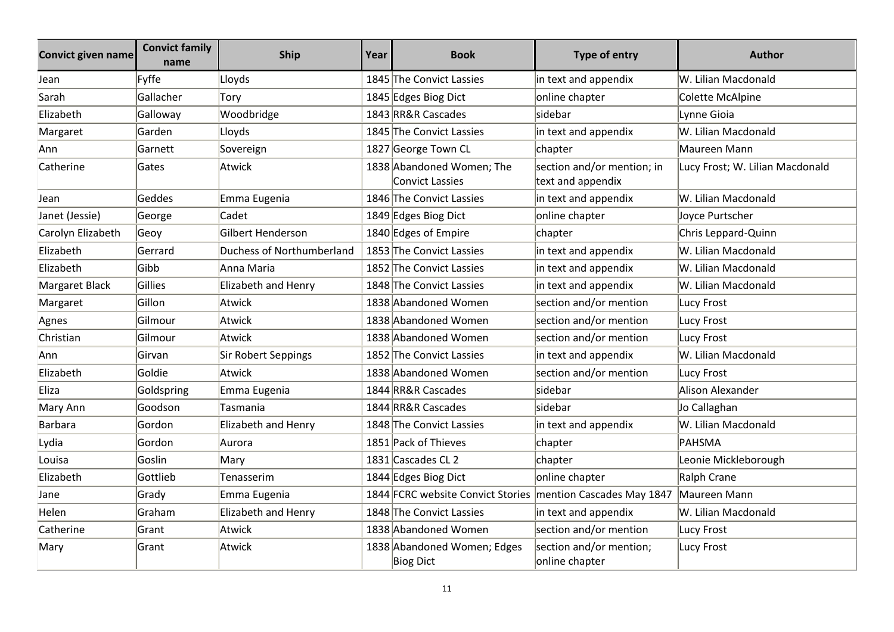| Convict given name | Convict family name | Ship | Year | Book | Type of entry | Author |
|---|---|---|---|---|---|---|
| Jean | Fyffe | Lloyds | 1845 | The Convict Lassies | in text and appendix | W. Lilian Macdonald |
| Sarah | Gallacher | Tory | 1845 | Edges Biog Dict | online chapter | Colette McAlpine |
| Elizabeth | Galloway | Woodbridge | 1843 | RR&R Cascades | sidebar | Lynne Gioia |
| Margaret | Garden | Lloyds | 1845 | The Convict Lassies | in text and appendix | W. Lilian Macdonald |
| Ann | Garnett | Sovereign | 1827 | George Town CL | chapter | Maureen Mann |
| Catherine | Gates | Atwick | 1838 | Abandoned Women; The Convict Lassies | section and/or mention; in text and appendix | Lucy Frost; W. Lilian Macdonald |
| Jean | Geddes | Emma Eugenia | 1846 | The Convict Lassies | in text and appendix | W. Lilian Macdonald |
| Janet (Jessie) | George | Cadet | 1849 | Edges Biog Dict | online chapter | Joyce Purtscher |
| Carolyn Elizabeth | Geoy | Gilbert Henderson | 1840 | Edges of Empire | chapter | Chris Leppard-Quinn |
| Elizabeth | Gerrard | Duchess of Northumberland | 1853 | The Convict Lassies | in text and appendix | W. Lilian Macdonald |
| Elizabeth | Gibb | Anna Maria | 1852 | The Convict Lassies | in text and appendix | W. Lilian Macdonald |
| Margaret Black | Gillies | Elizabeth and Henry | 1848 | The Convict Lassies | in text and appendix | W. Lilian Macdonald |
| Margaret | Gillon | Atwick | 1838 | Abandoned Women | section and/or mention | Lucy Frost |
| Agnes | Gilmour | Atwick | 1838 | Abandoned Women | section and/or mention | Lucy Frost |
| Christian | Gilmour | Atwick | 1838 | Abandoned Women | section and/or mention | Lucy Frost |
| Ann | Girvan | Sir Robert Seppings | 1852 | The Convict Lassies | in text and appendix | W. Lilian Macdonald |
| Elizabeth | Goldie | Atwick | 1838 | Abandoned Women | section and/or mention | Lucy Frost |
| Eliza | Goldspring | Emma Eugenia | 1844 | RR&R Cascades | sidebar | Alison Alexander |
| Mary Ann | Goodson | Tasmania | 1844 | RR&R Cascades | sidebar | Jo Callaghan |
| Barbara | Gordon | Elizabeth and Henry | 1848 | The Convict Lassies | in text and appendix | W. Lilian Macdonald |
| Lydia | Gordon | Aurora | 1851 | Pack of Thieves | chapter | PAHSMA |
| Louisa | Goslin | Mary | 1831 | Cascades CL 2 | chapter | Leonie Mickleborough |
| Elizabeth | Gottlieb | Tenasserim | 1844 | Edges Biog Dict | online chapter | Ralph Crane |
| Jane | Grady | Emma Eugenia | 1844 | FCRC website Convict Stories | mention Cascades May 1847 | Maureen Mann |
| Helen | Graham | Elizabeth and Henry | 1848 | The Convict Lassies | in text and appendix | W. Lilian Macdonald |
| Catherine | Grant | Atwick | 1838 | Abandoned Women | section and/or mention | Lucy Frost |
| Mary | Grant | Atwick | 1838 | Abandoned Women; Edges Biog Dict | section and/or mention; online chapter | Lucy Frost |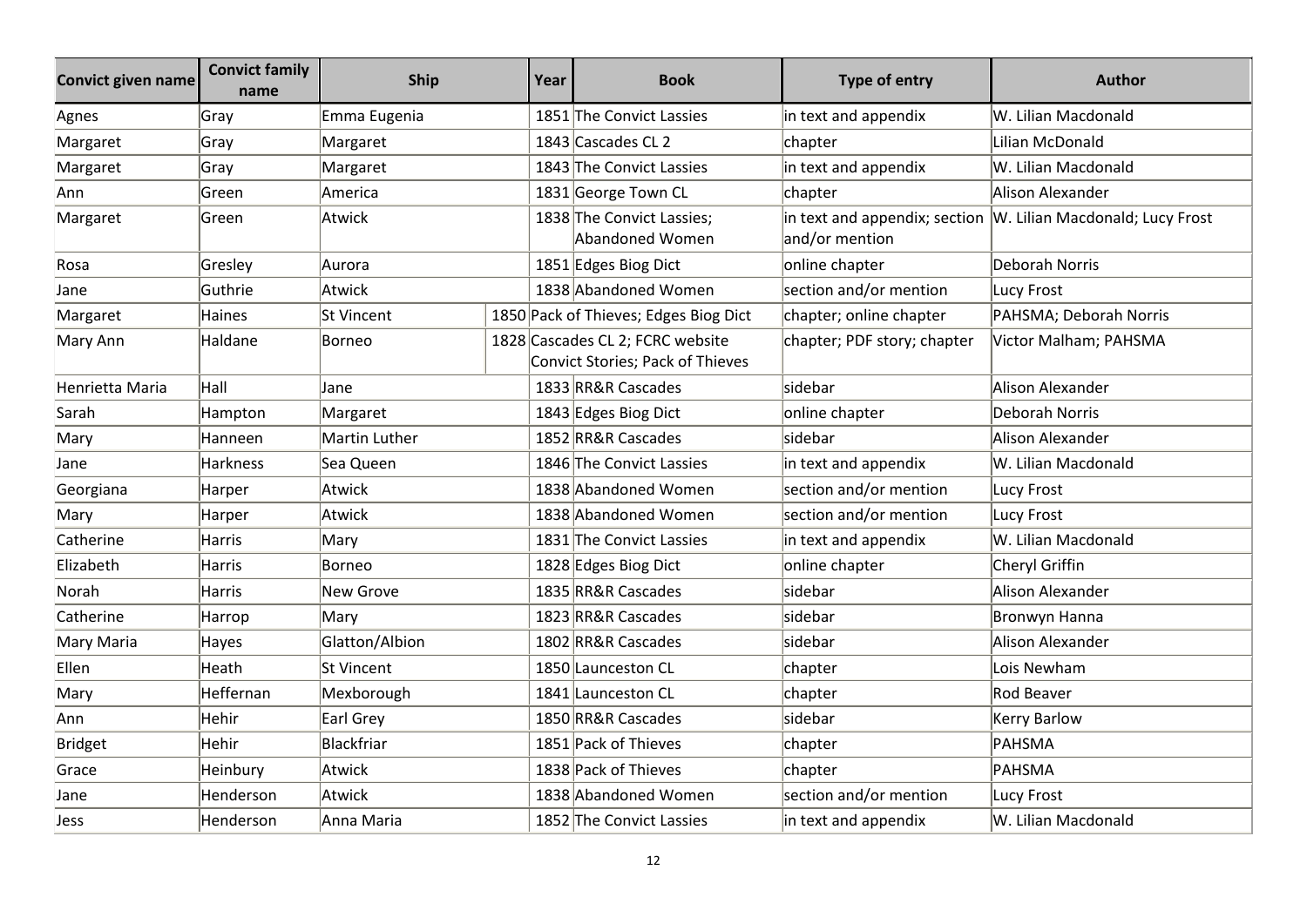| Convict given name | Convict family name | Ship | Year | Book | Type of entry | Author |
|---|---|---|---|---|---|---|
| Agnes | Gray | Emma Eugenia | 1851 | The Convict Lassies | in text and appendix | W. Lilian Macdonald |
| Margaret | Gray | Margaret | 1843 | Cascades CL 2 | chapter | Lilian McDonald |
| Margaret | Gray | Margaret | 1843 | The Convict Lassies | in text and appendix | W. Lilian Macdonald |
| Ann | Green | America | 1831 | George Town CL | chapter | Alison Alexander |
| Margaret | Green | Atwick | 1838 | The Convict Lassies; Abandoned Women | in text and appendix; section and/or mention | W. Lilian Macdonald; Lucy Frost |
| Rosa | Gresley | Aurora | 1851 | Edges Biog Dict | online chapter | Deborah Norris |
| Jane | Guthrie | Atwick | 1838 | Abandoned Women | section and/or mention | Lucy Frost |
| Margaret | Haines | St Vincent | 1850 | Pack of Thieves; Edges Biog Dict | chapter; online chapter | PAHSMA; Deborah Norris |
| Mary Ann | Haldane | Borneo | 1828 | Cascades CL 2; FCRC website Convict Stories; Pack of Thieves | chapter; PDF story; chapter | Victor Malham; PAHSMA |
| Henrietta Maria | Hall | Jane | 1833 | RR&R Cascades | sidebar | Alison Alexander |
| Sarah | Hampton | Margaret | 1843 | Edges Biog Dict | online chapter | Deborah Norris |
| Mary | Hanneen | Martin Luther | 1852 | RR&R Cascades | sidebar | Alison Alexander |
| Jane | Harkness | Sea Queen | 1846 | The Convict Lassies | in text and appendix | W. Lilian Macdonald |
| Georgiana | Harper | Atwick | 1838 | Abandoned Women | section and/or mention | Lucy Frost |
| Mary | Harper | Atwick | 1838 | Abandoned Women | section and/or mention | Lucy Frost |
| Catherine | Harris | Mary | 1831 | The Convict Lassies | in text and appendix | W. Lilian Macdonald |
| Elizabeth | Harris | Borneo | 1828 | Edges Biog Dict | online chapter | Cheryl Griffin |
| Norah | Harris | New Grove | 1835 | RR&R Cascades | sidebar | Alison Alexander |
| Catherine | Harrop | Mary | 1823 | RR&R Cascades | sidebar | Bronwyn Hanna |
| Mary Maria | Hayes | Glatton/Albion | 1802 | RR&R Cascades | sidebar | Alison Alexander |
| Ellen | Heath | St Vincent | 1850 | Launceston CL | chapter | Lois Newham |
| Mary | Heffernan | Mexborough | 1841 | Launceston CL | chapter | Rod Beaver |
| Ann | Hehir | Earl Grey | 1850 | RR&R Cascades | sidebar | Kerry Barlow |
| Bridget | Hehir | Blackfriar | 1851 | Pack of Thieves | chapter | PAHSMA |
| Grace | Heinbury | Atwick | 1838 | Pack of Thieves | chapter | PAHSMA |
| Jane | Henderson | Atwick | 1838 | Abandoned Women | section and/or mention | Lucy Frost |
| Jess | Henderson | Anna Maria | 1852 | The Convict Lassies | in text and appendix | W. Lilian Macdonald |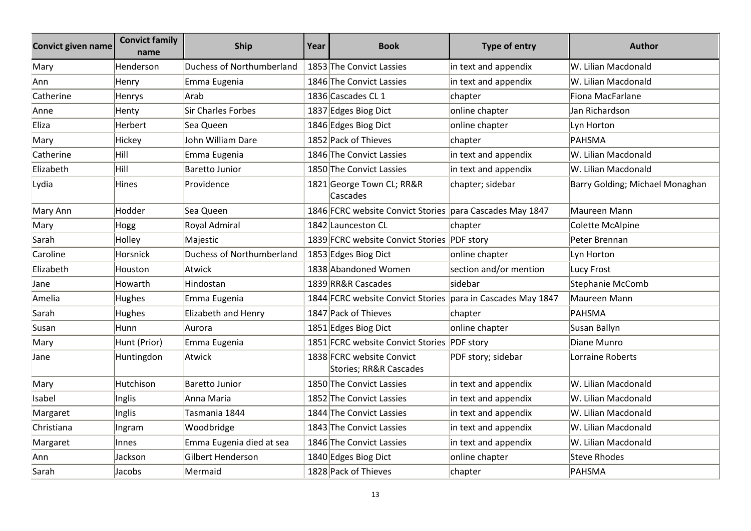| Convict given name | Convict family name | Ship | Year | Book | Type of entry | Author |
| --- | --- | --- | --- | --- | --- | --- |
| Mary | Henderson | Duchess of Northumberland | 1853 | The Convict Lassies | in text and appendix | W. Lilian Macdonald |
| Ann | Henry | Emma Eugenia | 1846 | The Convict Lassies | in text and appendix | W. Lilian Macdonald |
| Catherine | Henrys | Arab | 1836 | Cascades CL 1 | chapter | Fiona MacFarlane |
| Anne | Henty | Sir Charles Forbes | 1837 | Edges Biog Dict | online chapter | Jan Richardson |
| Eliza | Herbert | Sea Queen | 1846 | Edges Biog Dict | online chapter | Lyn Horton |
| Mary | Hickey | John William Dare | 1852 | Pack of Thieves | chapter | PAHSMA |
| Catherine | Hill | Emma Eugenia | 1846 | The Convict Lassies | in text and appendix | W. Lilian Macdonald |
| Elizabeth | Hill | Baretto Junior | 1850 | The Convict Lassies | in text and appendix | W. Lilian Macdonald |
| Lydia | Hines | Providence | 1821 | George Town CL; RR&R Cascades | chapter; sidebar | Barry Golding; Michael Monaghan |
| Mary Ann | Hodder | Sea Queen | 1846 | FCRC website Convict Stories | para Cascades May 1847 | Maureen Mann |
| Mary | Hogg | Royal Admiral | 1842 | Launceston CL | chapter | Colette McAlpine |
| Sarah | Holley | Majestic | 1839 | FCRC website Convict Stories | PDF story | Peter Brennan |
| Caroline | Horsnick | Duchess of Northumberland | 1853 | Edges Biog Dict | online chapter | Lyn Horton |
| Elizabeth | Houston | Atwick | 1838 | Abandoned Women | section and/or mention | Lucy Frost |
| Jane | Howarth | Hindostan | 1839 | RR&R Cascades | sidebar | Stephanie McComb |
| Amelia | Hughes | Emma Eugenia | 1844 | FCRC website Convict Stories | para in Cascades May 1847 | Maureen Mann |
| Sarah | Hughes | Elizabeth and Henry | 1847 | Pack of Thieves | chapter | PAHSMA |
| Susan | Hunn | Aurora | 1851 | Edges Biog Dict | online chapter | Susan Ballyn |
| Mary | Hunt (Prior) | Emma Eugenia | 1851 | FCRC website Convict Stories | PDF story | Diane Munro |
| Jane | Huntingdon | Atwick | 1838 | FCRC website Convict Stories; RR&R Cascades | PDF story; sidebar | Lorraine Roberts |
| Mary | Hutchison | Baretto Junior | 1850 | The Convict Lassies | in text and appendix | W. Lilian Macdonald |
| Isabel | Inglis | Anna Maria | 1852 | The Convict Lassies | in text and appendix | W. Lilian Macdonald |
| Margaret | Inglis | Tasmania 1844 | 1844 | The Convict Lassies | in text and appendix | W. Lilian Macdonald |
| Christiana | Ingram | Woodbridge | 1843 | The Convict Lassies | in text and appendix | W. Lilian Macdonald |
| Margaret | Innes | Emma Eugenia died at sea | 1846 | The Convict Lassies | in text and appendix | W. Lilian Macdonald |
| Ann | Jackson | Gilbert Henderson | 1840 | Edges Biog Dict | online chapter | Steve Rhodes |
| Sarah | Jacobs | Mermaid | 1828 | Pack of Thieves | chapter | PAHSMA |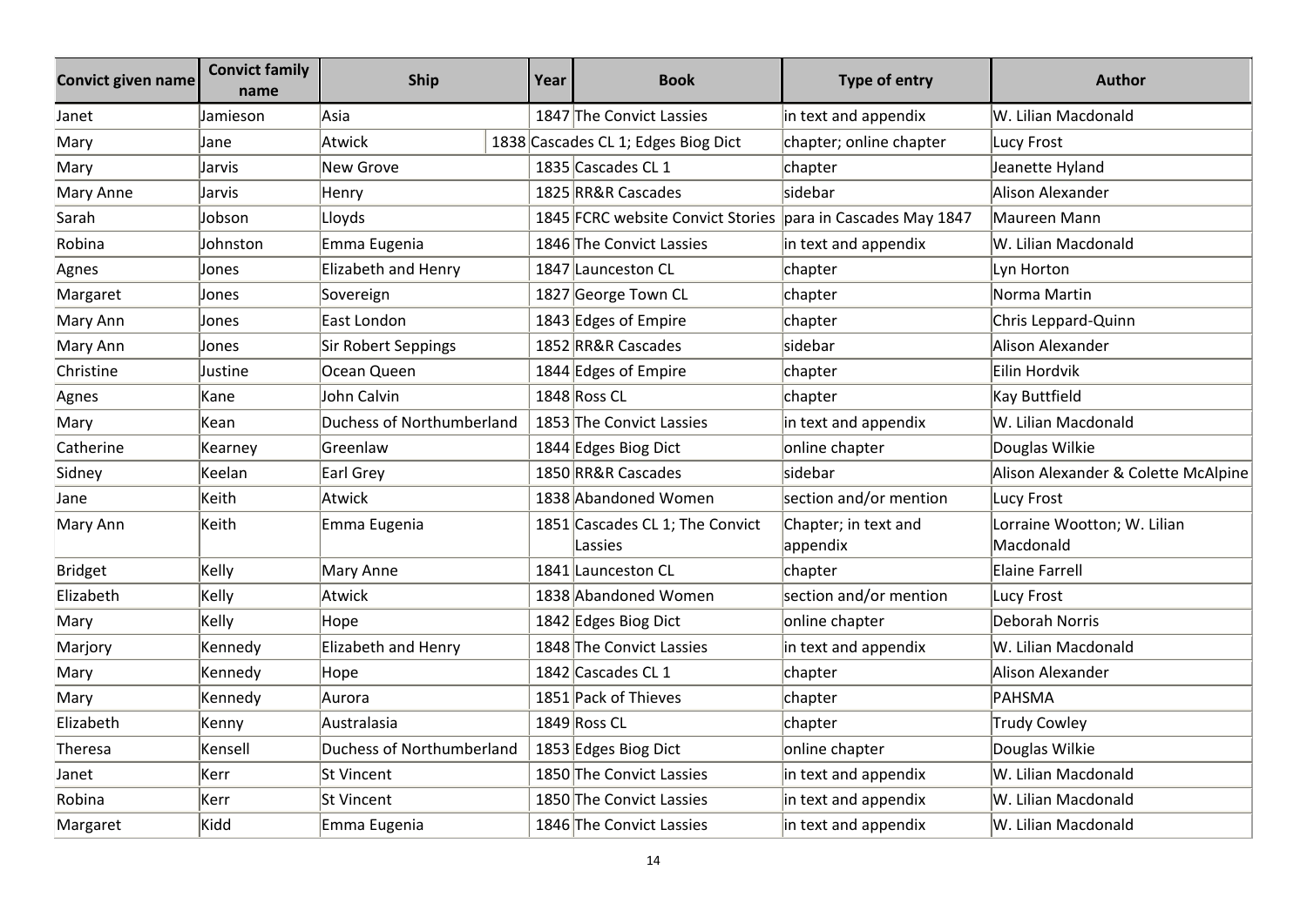| Convict given name | Convict family name | Ship | Year | Book | Type of entry | Author |
|---|---|---|---|---|---|---|
| Janet | Jamieson | Asia | 1847 | The Convict Lassies | in text and appendix | W. Lilian Macdonald |
| Mary | Jane | Atwick | 1838 | Cascades CL 1; Edges Biog Dict | chapter; online chapter | Lucy Frost |
| Mary | Jarvis | New Grove | 1835 | Cascades CL 1 | chapter | Jeanette Hyland |
| Mary Anne | Jarvis | Henry | 1825 | RR&R Cascades | sidebar | Alison Alexander |
| Sarah | Jobson | Lloyds | 1845 | FCRC website Convict Stories | para in Cascades May 1847 | Maureen Mann |
| Robina | Johnston | Emma Eugenia | 1846 | The Convict Lassies | in text and appendix | W. Lilian Macdonald |
| Agnes | Jones | Elizabeth and Henry | 1847 | Launceston CL | chapter | Lyn Horton |
| Margaret | Jones | Sovereign | 1827 | George Town CL | chapter | Norma Martin |
| Mary Ann | Jones | East London | 1843 | Edges of Empire | chapter | Chris Leppard-Quinn |
| Mary Ann | Jones | Sir Robert Seppings | 1852 | RR&R Cascades | sidebar | Alison Alexander |
| Christine | Justine | Ocean Queen | 1844 | Edges of Empire | chapter | Eilin Hordvik |
| Agnes | Kane | John Calvin | 1848 | Ross CL | chapter | Kay Buttfield |
| Mary | Kean | Duchess of Northumberland | 1853 | The Convict Lassies | in text and appendix | W. Lilian Macdonald |
| Catherine | Kearney | Greenlaw | 1844 | Edges Biog Dict | online chapter | Douglas Wilkie |
| Sidney | Keelan | Earl Grey | 1850 | RR&R Cascades | sidebar | Alison Alexander & Colette McAlpine |
| Jane | Keith | Atwick | 1838 | Abandoned Women | section and/or mention | Lucy Frost |
| Mary Ann | Keith | Emma Eugenia | 1851 | Cascades CL 1; The Convict Lassies | Chapter; in text and appendix | Lorraine Wootton; W. Lilian Macdonald |
| Bridget | Kelly | Mary Anne | 1841 | Launceston CL | chapter | Elaine Farrell |
| Elizabeth | Kelly | Atwick | 1838 | Abandoned Women | section and/or mention | Lucy Frost |
| Mary | Kelly | Hope | 1842 | Edges Biog Dict | online chapter | Deborah Norris |
| Marjory | Kennedy | Elizabeth and Henry | 1848 | The Convict Lassies | in text and appendix | W. Lilian Macdonald |
| Mary | Kennedy | Hope | 1842 | Cascades CL 1 | chapter | Alison Alexander |
| Mary | Kennedy | Aurora | 1851 | Pack of Thieves | chapter | PAHSMA |
| Elizabeth | Kenny | Australasia | 1849 | Ross CL | chapter | Trudy Cowley |
| Theresa | Kensell | Duchess of Northumberland | 1853 | Edges Biog Dict | online chapter | Douglas Wilkie |
| Janet | Kerr | St Vincent | 1850 | The Convict Lassies | in text and appendix | W. Lilian Macdonald |
| Robina | Kerr | St Vincent | 1850 | The Convict Lassies | in text and appendix | W. Lilian Macdonald |
| Margaret | Kidd | Emma Eugenia | 1846 | The Convict Lassies | in text and appendix | W. Lilian Macdonald |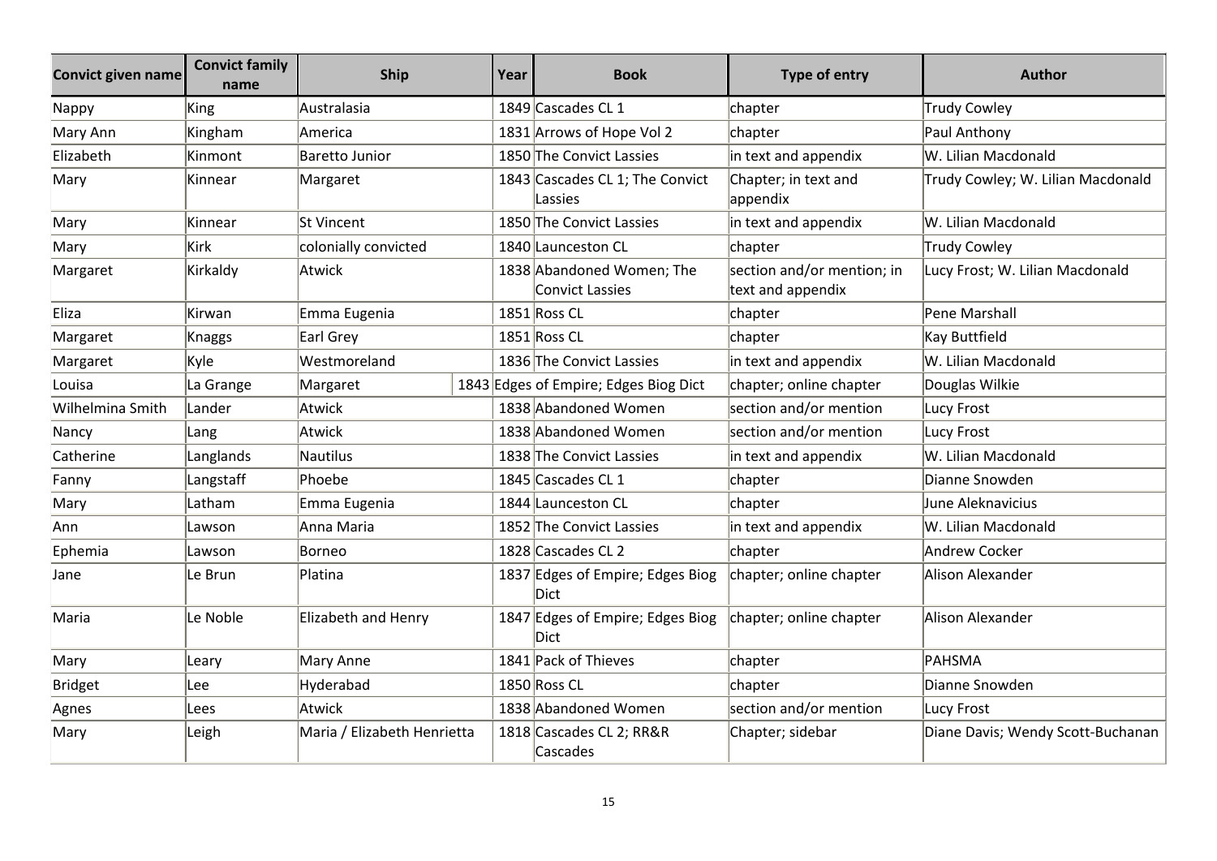| Convict given name | Convict family name | Ship | Year | Book | Type of entry | Author |
|---|---|---|---|---|---|---|
| Nappy | King | Australasia | 1849 | Cascades CL 1 | chapter | Trudy Cowley |
| Mary Ann | Kingham | America | 1831 | Arrows of Hope Vol 2 | chapter | Paul Anthony |
| Elizabeth | Kinmont | Baretto Junior | 1850 | The Convict Lassies | in text and appendix | W. Lilian Macdonald |
| Mary | Kinnear | Margaret | 1843 | Cascades CL 1; The Convict Lassies | Chapter; in text and appendix | Trudy Cowley; W. Lilian Macdonald |
| Mary | Kinnear | St Vincent | 1850 | The Convict Lassies | in text and appendix | W. Lilian Macdonald |
| Mary | Kirk | colonially convicted | 1840 | Launceston CL | chapter | Trudy Cowley |
| Margaret | Kirkaldy | Atwick | 1838 | Abandoned Women; The Convict Lassies | section and/or mention; in text and appendix | Lucy Frost; W. Lilian Macdonald |
| Eliza | Kirwan | Emma Eugenia | 1851 | Ross CL | chapter | Pene Marshall |
| Margaret | Knaggs | Earl Grey | 1851 | Ross CL | chapter | Kay Buttfield |
| Margaret | Kyle | Westmoreland | 1836 | The Convict Lassies | in text and appendix | W. Lilian Macdonald |
| Louisa | La Grange | Margaret | 1843 | Edges of Empire; Edges Biog Dict | chapter; online chapter | Douglas Wilkie |
| Wilhelmina Smith | Lander | Atwick | 1838 | Abandoned Women | section and/or mention | Lucy Frost |
| Nancy | Lang | Atwick | 1838 | Abandoned Women | section and/or mention | Lucy Frost |
| Catherine | Langlands | Nautilus | 1838 | The Convict Lassies | in text and appendix | W. Lilian Macdonald |
| Fanny | Langstaff | Phoebe | 1845 | Cascades CL 1 | chapter | Dianne Snowden |
| Mary | Latham | Emma Eugenia | 1844 | Launceston CL | chapter | June Aleknavicius |
| Ann | Lawson | Anna Maria | 1852 | The Convict Lassies | in text and appendix | W. Lilian Macdonald |
| Ephemia | Lawson | Borneo | 1828 | Cascades CL 2 | chapter | Andrew Cocker |
| Jane | Le Brun | Platina | 1837 | Edges of Empire; Edges Biog Dict | chapter; online chapter | Alison Alexander |
| Maria | Le Noble | Elizabeth and Henry | 1847 | Edges of Empire; Edges Biog Dict | chapter; online chapter | Alison Alexander |
| Mary | Leary | Mary Anne | 1841 | Pack of Thieves | chapter | PAHSMA |
| Bridget | Lee | Hyderabad | 1850 | Ross CL | chapter | Dianne Snowden |
| Agnes | Lees | Atwick | 1838 | Abandoned Women | section and/or mention | Lucy Frost |
| Mary | Leigh | Maria / Elizabeth Henrietta | 1818 | Cascades CL 2; RR&R Cascades | Chapter; sidebar | Diane Davis; Wendy Scott-Buchanan |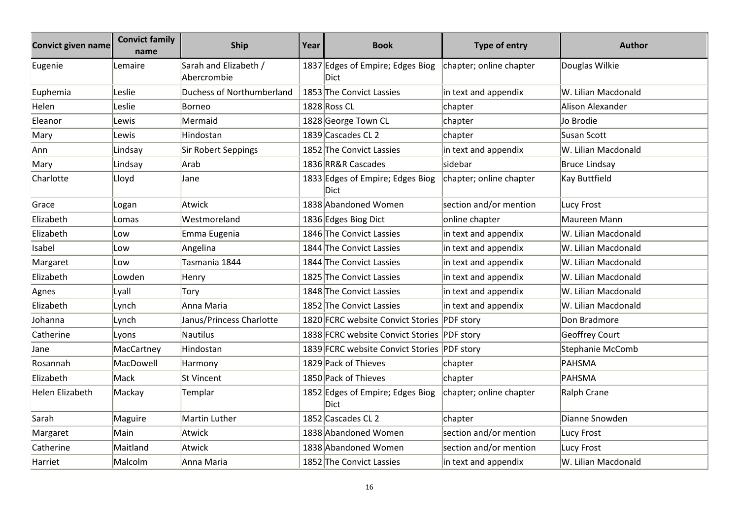| Convict given name | Convict family name | Ship | Year | Book | Type of entry | Author |
|---|---|---|---|---|---|---|
| Eugenie | Lemaire | Sarah and Elizabeth / Abercrombie | 1837 | Edges of Empire; Edges Biog Dict | chapter; online chapter | Douglas Wilkie |
| Euphemia | Leslie | Duchess of Northumberland | 1853 | The Convict Lassies | in text and appendix | W. Lilian Macdonald |
| Helen | Leslie | Borneo | 1828 | Ross CL | chapter | Alison Alexander |
| Eleanor | Lewis | Mermaid | 1828 | George Town CL | chapter | Jo Brodie |
| Mary | Lewis | Hindostan | 1839 | Cascades CL 2 | chapter | Susan Scott |
| Ann | Lindsay | Sir Robert Seppings | 1852 | The Convict Lassies | in text and appendix | W. Lilian Macdonald |
| Mary | Lindsay | Arab | 1836 | RR&R Cascades | sidebar | Bruce Lindsay |
| Charlotte | Lloyd | Jane | 1833 | Edges of Empire; Edges Biog Dict | chapter; online chapter | Kay Buttfield |
| Grace | Logan | Atwick | 1838 | Abandoned Women | section and/or mention | Lucy Frost |
| Elizabeth | Lomas | Westmoreland | 1836 | Edges Biog Dict | online chapter | Maureen Mann |
| Elizabeth | Low | Emma Eugenia | 1846 | The Convict Lassies | in text and appendix | W. Lilian Macdonald |
| Isabel | Low | Angelina | 1844 | The Convict Lassies | in text and appendix | W. Lilian Macdonald |
| Margaret | Low | Tasmania 1844 | 1844 | The Convict Lassies | in text and appendix | W. Lilian Macdonald |
| Elizabeth | Lowden | Henry | 1825 | The Convict Lassies | in text and appendix | W. Lilian Macdonald |
| Agnes | Lyall | Tory | 1848 | The Convict Lassies | in text and appendix | W. Lilian Macdonald |
| Elizabeth | Lynch | Anna Maria | 1852 | The Convict Lassies | in text and appendix | W. Lilian Macdonald |
| Johanna | Lynch | Janus/Princess Charlotte | 1820 | FCRC website Convict Stories | PDF story | Don Bradmore |
| Catherine | Lyons | Nautilus | 1838 | FCRC website Convict Stories | PDF story | Geoffrey Court |
| Jane | MacCartney | Hindostan | 1839 | FCRC website Convict Stories | PDF story | Stephanie McComb |
| Rosannah | MacDowell | Harmony | 1829 | Pack of Thieves | chapter | PAHSMA |
| Elizabeth | Mack | St Vincent | 1850 | Pack of Thieves | chapter | PAHSMA |
| Helen Elizabeth | Mackay | Templar | 1852 | Edges of Empire; Edges Biog Dict | chapter; online chapter | Ralph Crane |
| Sarah | Maguire | Martin Luther | 1852 | Cascades CL 2 | chapter | Dianne Snowden |
| Margaret | Main | Atwick | 1838 | Abandoned Women | section and/or mention | Lucy Frost |
| Catherine | Maitland | Atwick | 1838 | Abandoned Women | section and/or mention | Lucy Frost |
| Harriet | Malcolm | Anna Maria | 1852 | The Convict Lassies | in text and appendix | W. Lilian Macdonald |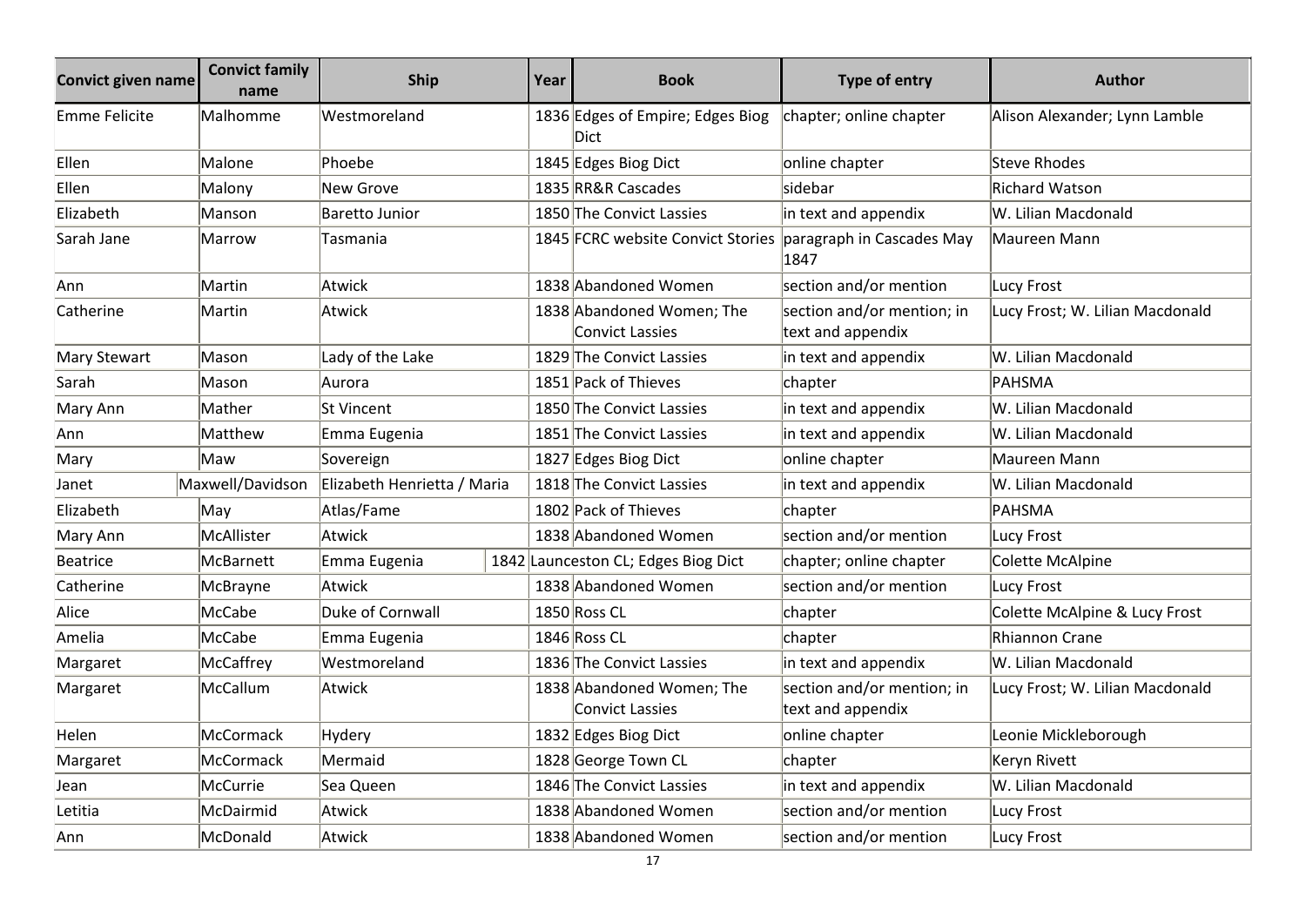| Convict given name | Convict family name | Ship | Year | Book | Type of entry | Author |
|---|---|---|---|---|---|---|
| Emme Felicite | Malhomme | Westmoreland | 1836 | Edges of Empire; Edges Biog Dict | chapter; online chapter | Alison Alexander; Lynn Lamble |
| Ellen | Malone | Phoebe | 1845 | Edges Biog Dict | online chapter | Steve Rhodes |
| Ellen | Malony | New Grove | 1835 | RR&R Cascades | sidebar | Richard Watson |
| Elizabeth | Manson | Baretto Junior | 1850 | The Convict Lassies | in text and appendix | W. Lilian Macdonald |
| Sarah Jane | Marrow | Tasmania | 1845 | FCRC website Convict Stories | paragraph in Cascades May 1847 | Maureen Mann |
| Ann | Martin | Atwick | 1838 | Abandoned Women | section and/or mention | Lucy Frost |
| Catherine | Martin | Atwick | 1838 | Abandoned Women; The Convict Lassies | section and/or mention; in text and appendix | Lucy Frost; W. Lilian Macdonald |
| Mary Stewart | Mason | Lady of the Lake | 1829 | The Convict Lassies | in text and appendix | W. Lilian Macdonald |
| Sarah | Mason | Aurora | 1851 | Pack of Thieves | chapter | PAHSMA |
| Mary Ann | Mather | St Vincent | 1850 | The Convict Lassies | in text and appendix | W. Lilian Macdonald |
| Ann | Matthew | Emma Eugenia | 1851 | The Convict Lassies | in text and appendix | W. Lilian Macdonald |
| Mary | Maw | Sovereign | 1827 | Edges Biog Dict | online chapter | Maureen Mann |
| Janet | Maxwell/Davidson | Elizabeth Henrietta / Maria | 1818 | The Convict Lassies | in text and appendix | W. Lilian Macdonald |
| Elizabeth | May | Atlas/Fame | 1802 | Pack of Thieves | chapter | PAHSMA |
| Mary Ann | McAllister | Atwick | 1838 | Abandoned Women | section and/or mention | Lucy Frost |
| Beatrice | McBarnett | Emma Eugenia | 1842 | Launceston CL; Edges Biog Dict | chapter; online chapter | Colette McAlpine |
| Catherine | McBrayne | Atwick | 1838 | Abandoned Women | section and/or mention | Lucy Frost |
| Alice | McCabe | Duke of Cornwall | 1850 | Ross CL | chapter | Colette McAlpine & Lucy Frost |
| Amelia | McCabe | Emma Eugenia | 1846 | Ross CL | chapter | Rhiannon Crane |
| Margaret | McCaffrey | Westmoreland | 1836 | The Convict Lassies | in text and appendix | W. Lilian Macdonald |
| Margaret | McCallum | Atwick | 1838 | Abandoned Women; The Convict Lassies | section and/or mention; in text and appendix | Lucy Frost; W. Lilian Macdonald |
| Helen | McCormack | Hydery | 1832 | Edges Biog Dict | online chapter | Leonie Mickleborough |
| Margaret | McCormack | Mermaid | 1828 | George Town CL | chapter | Keryn Rivett |
| Jean | McCurrie | Sea Queen | 1846 | The Convict Lassies | in text and appendix | W. Lilian Macdonald |
| Letitia | McDairmid | Atwick | 1838 | Abandoned Women | section and/or mention | Lucy Frost |
| Ann | McDonald | Atwick | 1838 | Abandoned Women | section and/or mention | Lucy Frost |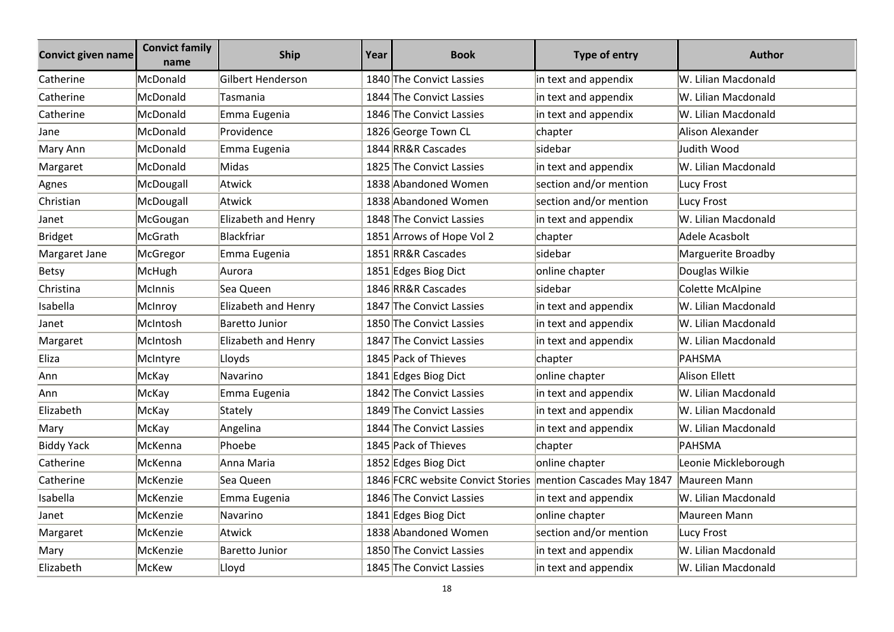| Convict given name | Convict family name | Ship | Year | Book | Type of entry | Author |
|---|---|---|---|---|---|---|
| Catherine | McDonald | Gilbert Henderson | 1840 | The Convict Lassies | in text and appendix | W. Lilian Macdonald |
| Catherine | McDonald | Tasmania | 1844 | The Convict Lassies | in text and appendix | W. Lilian Macdonald |
| Catherine | McDonald | Emma Eugenia | 1846 | The Convict Lassies | in text and appendix | W. Lilian Macdonald |
| Jane | McDonald | Providence | 1826 | George Town CL | chapter | Alison Alexander |
| Mary Ann | McDonald | Emma Eugenia | 1844 | RR&R Cascades | sidebar | Judith Wood |
| Margaret | McDonald | Midas | 1825 | The Convict Lassies | in text and appendix | W. Lilian Macdonald |
| Agnes | McDougall | Atwick | 1838 | Abandoned Women | section and/or mention | Lucy Frost |
| Christian | McDougall | Atwick | 1838 | Abandoned Women | section and/or mention | Lucy Frost |
| Janet | McGougan | Elizabeth and Henry | 1848 | The Convict Lassies | in text and appendix | W. Lilian Macdonald |
| Bridget | McGrath | Blackfriar | 1851 | Arrows of Hope Vol 2 | chapter | Adele Acasbolt |
| Margaret Jane | McGregor | Emma Eugenia | 1851 | RR&R Cascades | sidebar | Marguerite Broadby |
| Betsy | McHugh | Aurora | 1851 | Edges Biog Dict | online chapter | Douglas Wilkie |
| Christina | McInnis | Sea Queen | 1846 | RR&R Cascades | sidebar | Colette McAlpine |
| Isabella | McInroy | Elizabeth and Henry | 1847 | The Convict Lassies | in text and appendix | W. Lilian Macdonald |
| Janet | McIntosh | Baretto Junior | 1850 | The Convict Lassies | in text and appendix | W. Lilian Macdonald |
| Margaret | McIntosh | Elizabeth and Henry | 1847 | The Convict Lassies | in text and appendix | W. Lilian Macdonald |
| Eliza | McIntyre | Lloyds | 1845 | Pack of Thieves | chapter | PAHSMA |
| Ann | McKay | Navarino | 1841 | Edges Biog Dict | online chapter | Alison Ellett |
| Ann | McKay | Emma Eugenia | 1842 | The Convict Lassies | in text and appendix | W. Lilian Macdonald |
| Elizabeth | McKay | Stately | 1849 | The Convict Lassies | in text and appendix | W. Lilian Macdonald |
| Mary | McKay | Angelina | 1844 | The Convict Lassies | in text and appendix | W. Lilian Macdonald |
| Biddy Yack | McKenna | Phoebe | 1845 | Pack of Thieves | chapter | PAHSMA |
| Catherine | McKenna | Anna Maria | 1852 | Edges Biog Dict | online chapter | Leonie Mickleborough |
| Catherine | McKenzie | Sea Queen | 1846 | FCRC website Convict Stories | mention Cascades May 1847 | Maureen Mann |
| Isabella | McKenzie | Emma Eugenia | 1846 | The Convict Lassies | in text and appendix | W. Lilian Macdonald |
| Janet | McKenzie | Navarino | 1841 | Edges Biog Dict | online chapter | Maureen Mann |
| Margaret | McKenzie | Atwick | 1838 | Abandoned Women | section and/or mention | Lucy Frost |
| Mary | McKenzie | Baretto Junior | 1850 | The Convict Lassies | in text and appendix | W. Lilian Macdonald |
| Elizabeth | McKew | Lloyd | 1845 | The Convict Lassies | in text and appendix | W. Lilian Macdonald |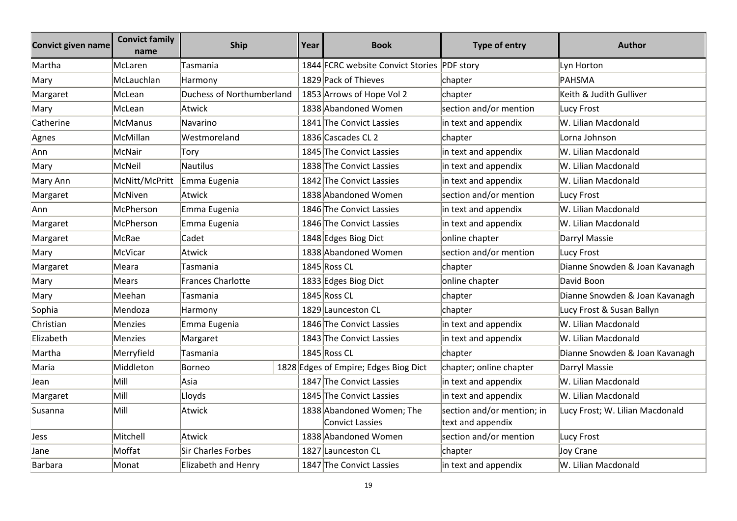| Convict given name | Convict family name | Ship | Year | Book | Type of entry | Author |
|---|---|---|---|---|---|---|
| Martha | McLaren | Tasmania | 1844 | FCRC website Convict Stories | PDF story | Lyn Horton |
| Mary | McLauchlan | Harmony | 1829 | Pack of Thieves | chapter | PAHSMA |
| Margaret | McLean | Duchess of Northumberland | 1853 | Arrows of Hope Vol 2 | chapter | Keith & Judith Gulliver |
| Mary | McLean | Atwick | 1838 | Abandoned Women | section and/or mention | Lucy Frost |
| Catherine | McManus | Navarino | 1841 | The Convict Lassies | in text and appendix | W. Lilian Macdonald |
| Agnes | McMillan | Westmoreland | 1836 | Cascades CL 2 | chapter | Lorna Johnson |
| Ann | McNair | Tory | 1845 | The Convict Lassies | in text and appendix | W. Lilian Macdonald |
| Mary | McNeil | Nautilus | 1838 | The Convict Lassies | in text and appendix | W. Lilian Macdonald |
| Mary Ann | McNitt/McPritt | Emma Eugenia | 1842 | The Convict Lassies | in text and appendix | W. Lilian Macdonald |
| Margaret | McNiven | Atwick | 1838 | Abandoned Women | section and/or mention | Lucy Frost |
| Ann | McPherson | Emma Eugenia | 1846 | The Convict Lassies | in text and appendix | W. Lilian Macdonald |
| Margaret | McPherson | Emma Eugenia | 1846 | The Convict Lassies | in text and appendix | W. Lilian Macdonald |
| Margaret | McRae | Cadet | 1848 | Edges Biog Dict | online chapter | Darryl Massie |
| Mary | McVicar | Atwick | 1838 | Abandoned Women | section and/or mention | Lucy Frost |
| Margaret | Meara | Tasmania | 1845 | Ross CL | chapter | Dianne Snowden & Joan Kavanagh |
| Mary | Mears | Frances Charlotte | 1833 | Edges Biog Dict | online chapter | David Boon |
| Mary | Meehan | Tasmania | 1845 | Ross CL | chapter | Dianne Snowden & Joan Kavanagh |
| Sophia | Mendoza | Harmony | 1829 | Launceston CL | chapter | Lucy Frost & Susan Ballyn |
| Christian | Menzies | Emma Eugenia | 1846 | The Convict Lassies | in text and appendix | W. Lilian Macdonald |
| Elizabeth | Menzies | Margaret | 1843 | The Convict Lassies | in text and appendix | W. Lilian Macdonald |
| Martha | Merryfield | Tasmania | 1845 | Ross CL | chapter | Dianne Snowden & Joan Kavanagh |
| Maria | Middleton | Borneo | 1828 | Edges of Empire; Edges Biog Dict | chapter; online chapter | Darryl Massie |
| Jean | Mill | Asia | 1847 | The Convict Lassies | in text and appendix | W. Lilian Macdonald |
| Margaret | Mill | Lloyds | 1845 | The Convict Lassies | in text and appendix | W. Lilian Macdonald |
| Susanna | Mill | Atwick | 1838 | Abandoned Women; The Convict Lassies | section and/or mention; in text and appendix | Lucy Frost; W. Lilian Macdonald |
| Jess | Mitchell | Atwick | 1838 | Abandoned Women | section and/or mention | Lucy Frost |
| Jane | Moffat | Sir Charles Forbes | 1827 | Launceston CL | chapter | Joy Crane |
| Barbara | Monat | Elizabeth and Henry | 1847 | The Convict Lassies | in text and appendix | W. Lilian Macdonald |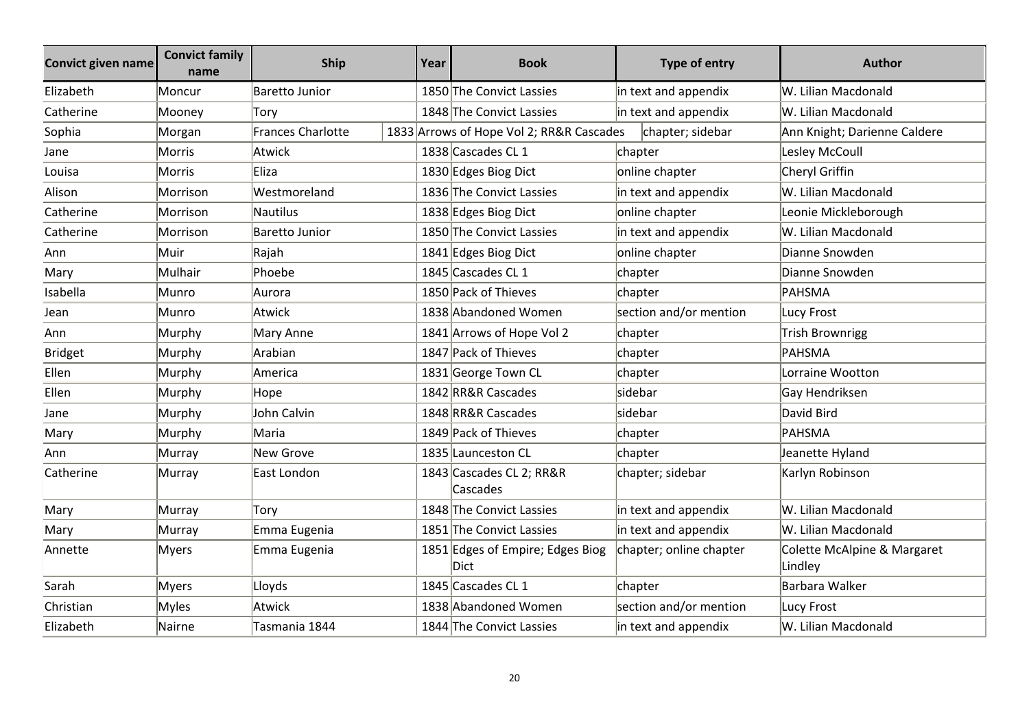| Convict given name | Convict family name | Ship | Year | Book | Type of entry | Author |
|---|---|---|---|---|---|---|
| Elizabeth | Moncur | Baretto Junior | 1850 | The Convict Lassies | in text and appendix | W. Lilian Macdonald |
| Catherine | Mooney | Tory | 1848 | The Convict Lassies | in text and appendix | W. Lilian Macdonald |
| Sophia | Morgan | Frances Charlotte | 1833 | Arrows of Hope Vol 2; RR&R Cascades | chapter; sidebar | Ann Knight; Darienne Caldere |
| Jane | Morris | Atwick | 1838 | Cascades CL 1 | chapter | Lesley McCoull |
| Louisa | Morris | Eliza | 1830 | Edges Biog Dict | online chapter | Cheryl Griffin |
| Alison | Morrison | Westmoreland | 1836 | The Convict Lassies | in text and appendix | W. Lilian Macdonald |
| Catherine | Morrison | Nautilus | 1838 | Edges Biog Dict | online chapter | Leonie Mickleborough |
| Catherine | Morrison | Baretto Junior | 1850 | The Convict Lassies | in text and appendix | W. Lilian Macdonald |
| Ann | Muir | Rajah | 1841 | Edges Biog Dict | online chapter | Dianne Snowden |
| Mary | Mulhair | Phoebe | 1845 | Cascades CL 1 | chapter | Dianne Snowden |
| Isabella | Munro | Aurora | 1850 | Pack of Thieves | chapter | PAHSMA |
| Jean | Munro | Atwick | 1838 | Abandoned Women | section and/or mention | Lucy Frost |
| Ann | Murphy | Mary Anne | 1841 | Arrows of Hope Vol 2 | chapter | Trish Brownrigg |
| Bridget | Murphy | Arabian | 1847 | Pack of Thieves | chapter | PAHSMA |
| Ellen | Murphy | America | 1831 | George Town CL | chapter | Lorraine Wootton |
| Ellen | Murphy | Hope | 1842 | RR&R Cascades | sidebar | Gay Hendriksen |
| Jane | Murphy | John Calvin | 1848 | RR&R Cascades | sidebar | David Bird |
| Mary | Murphy | Maria | 1849 | Pack of Thieves | chapter | PAHSMA |
| Ann | Murray | New Grove | 1835 | Launceston CL | chapter | Jeanette Hyland |
| Catherine | Murray | East London | 1843 | Cascades CL 2; RR&R Cascades | chapter; sidebar | Karlyn Robinson |
| Mary | Murray | Tory | 1848 | The Convict Lassies | in text and appendix | W. Lilian Macdonald |
| Mary | Murray | Emma Eugenia | 1851 | The Convict Lassies | in text and appendix | W. Lilian Macdonald |
| Annette | Myers | Emma Eugenia | 1851 | Edges of Empire; Edges Biog Dict | chapter; online chapter | Colette McAlpine & Margaret Lindley |
| Sarah | Myers | Lloyds | 1845 | Cascades CL 1 | chapter | Barbara Walker |
| Christian | Myles | Atwick | 1838 | Abandoned Women | section and/or mention | Lucy Frost |
| Elizabeth | Nairne | Tasmania 1844 | 1844 | The Convict Lassies | in text and appendix | W. Lilian Macdonald |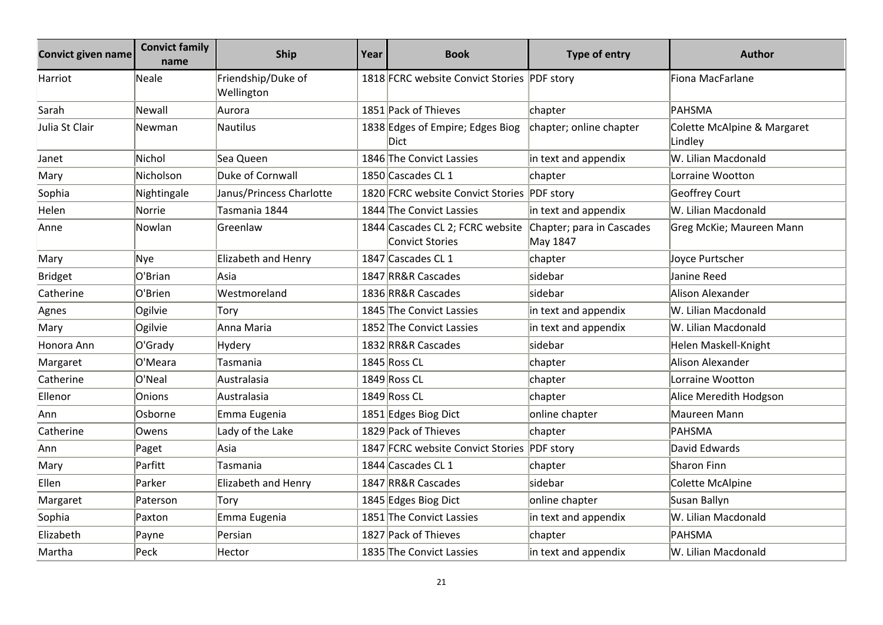| Convict given name | Convict family name | Ship | Year | Book | Type of entry | Author |
|---|---|---|---|---|---|---|
| Harriot | Neale | Friendship/Duke of Wellington | 1818 | FCRC website Convict Stories | PDF story | Fiona MacFarlane |
| Sarah | Newall | Aurora | 1851 | Pack of Thieves | chapter | PAHSMA |
| Julia St Clair | Newman | Nautilus | 1838 | Edges of Empire; Edges Biog Dict | chapter; online chapter | Colette McAlpine & Margaret Lindley |
| Janet | Nichol | Sea Queen | 1846 | The Convict Lassies | in text and appendix | W. Lilian Macdonald |
| Mary | Nicholson | Duke of Cornwall | 1850 | Cascades CL 1 | chapter | Lorraine Wootton |
| Sophia | Nightingale | Janus/Princess Charlotte | 1820 | FCRC website Convict Stories | PDF story | Geoffrey Court |
| Helen | Norrie | Tasmania 1844 | 1844 | The Convict Lassies | in text and appendix | W. Lilian Macdonald |
| Anne | Nowlan | Greenlaw | 1844 | Cascades CL 2; FCRC website Convict Stories | Chapter; para in Cascades May 1847 | Greg McKie; Maureen Mann |
| Mary | Nye | Elizabeth and Henry | 1847 | Cascades CL 1 | chapter | Joyce Purtscher |
| Bridget | O'Brian | Asia | 1847 | RR&R Cascades | sidebar | Janine Reed |
| Catherine | O'Brien | Westmoreland | 1836 | RR&R Cascades | sidebar | Alison Alexander |
| Agnes | Ogilvie | Tory | 1845 | The Convict Lassies | in text and appendix | W. Lilian Macdonald |
| Mary | Ogilvie | Anna Maria | 1852 | The Convict Lassies | in text and appendix | W. Lilian Macdonald |
| Honora Ann | O'Grady | Hydery | 1832 | RR&R Cascades | sidebar | Helen Maskell-Knight |
| Margaret | O'Meara | Tasmania | 1845 | Ross CL | chapter | Alison Alexander |
| Catherine | O'Neal | Australasia | 1849 | Ross CL | chapter | Lorraine Wootton |
| Ellenor | Onions | Australasia | 1849 | Ross CL | chapter | Alice Meredith Hodgson |
| Ann | Osborne | Emma Eugenia | 1851 | Edges Biog Dict | online chapter | Maureen Mann |
| Catherine | Owens | Lady of the Lake | 1829 | Pack of Thieves | chapter | PAHSMA |
| Ann | Paget | Asia | 1847 | FCRC website Convict Stories | PDF story | David Edwards |
| Mary | Parfitt | Tasmania | 1844 | Cascades CL 1 | chapter | Sharon Finn |
| Ellen | Parker | Elizabeth and Henry | 1847 | RR&R Cascades | sidebar | Colette McAlpine |
| Margaret | Paterson | Tory | 1845 | Edges Biog Dict | online chapter | Susan Ballyn |
| Sophia | Paxton | Emma Eugenia | 1851 | The Convict Lassies | in text and appendix | W. Lilian Macdonald |
| Elizabeth | Payne | Persian | 1827 | Pack of Thieves | chapter | PAHSMA |
| Martha | Peck | Hector | 1835 | The Convict Lassies | in text and appendix | W. Lilian Macdonald |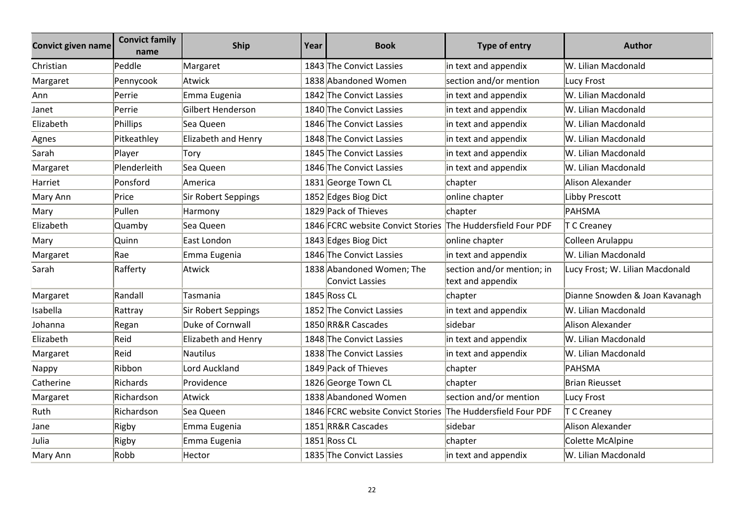| Convict given name | Convict family name | Ship | Year | Book | Type of entry | Author |
|---|---|---|---|---|---|---|
| Christian | Peddle | Margaret | 1843 | The Convict Lassies | in text and appendix | W. Lilian Macdonald |
| Margaret | Pennycook | Atwick | 1838 | Abandoned Women | section and/or mention | Lucy Frost |
| Ann | Perrie | Emma Eugenia | 1842 | The Convict Lassies | in text and appendix | W. Lilian Macdonald |
| Janet | Perrie | Gilbert Henderson | 1840 | The Convict Lassies | in text and appendix | W. Lilian Macdonald |
| Elizabeth | Phillips | Sea Queen | 1846 | The Convict Lassies | in text and appendix | W. Lilian Macdonald |
| Agnes | Pitkeathley | Elizabeth and Henry | 1848 | The Convict Lassies | in text and appendix | W. Lilian Macdonald |
| Sarah | Player | Tory | 1845 | The Convict Lassies | in text and appendix | W. Lilian Macdonald |
| Margaret | Plenderleith | Sea Queen | 1846 | The Convict Lassies | in text and appendix | W. Lilian Macdonald |
| Harriet | Ponsford | America | 1831 | George Town CL | chapter | Alison Alexander |
| Mary Ann | Price | Sir Robert Seppings | 1852 | Edges Biog Dict | online chapter | Libby Prescott |
| Mary | Pullen | Harmony | 1829 | Pack of Thieves | chapter | PAHSMA |
| Elizabeth | Quamby | Sea Queen | 1846 | FCRC website Convict Stories | The Huddersfield Four PDF | T C Creaney |
| Mary | Quinn | East London | 1843 | Edges Biog Dict | online chapter | Colleen Arulappu |
| Margaret | Rae | Emma Eugenia | 1846 | The Convict Lassies | in text and appendix | W. Lilian Macdonald |
| Sarah | Rafferty | Atwick | 1838 | Abandoned Women; The Convict Lassies | section and/or mention; in text and appendix | Lucy Frost; W. Lilian Macdonald |
| Margaret | Randall | Tasmania | 1845 | Ross CL | chapter | Dianne Snowden & Joan Kavanagh |
| Isabella | Rattray | Sir Robert Seppings | 1852 | The Convict Lassies | in text and appendix | W. Lilian Macdonald |
| Johanna | Regan | Duke of Cornwall | 1850 | RR&R Cascades | sidebar | Alison Alexander |
| Elizabeth | Reid | Elizabeth and Henry | 1848 | The Convict Lassies | in text and appendix | W. Lilian Macdonald |
| Margaret | Reid | Nautilus | 1838 | The Convict Lassies | in text and appendix | W. Lilian Macdonald |
| Nappy | Ribbon | Lord Auckland | 1849 | Pack of Thieves | chapter | PAHSMA |
| Catherine | Richards | Providence | 1826 | George Town CL | chapter | Brian Rieusset |
| Margaret | Richardson | Atwick | 1838 | Abandoned Women | section and/or mention | Lucy Frost |
| Ruth | Richardson | Sea Queen | 1846 | FCRC website Convict Stories | The Huddersfield Four PDF | T C Creaney |
| Jane | Rigby | Emma Eugenia | 1851 | RR&R Cascades | sidebar | Alison Alexander |
| Julia | Rigby | Emma Eugenia | 1851 | Ross CL | chapter | Colette McAlpine |
| Mary Ann | Robb | Hector | 1835 | The Convict Lassies | in text and appendix | W. Lilian Macdonald |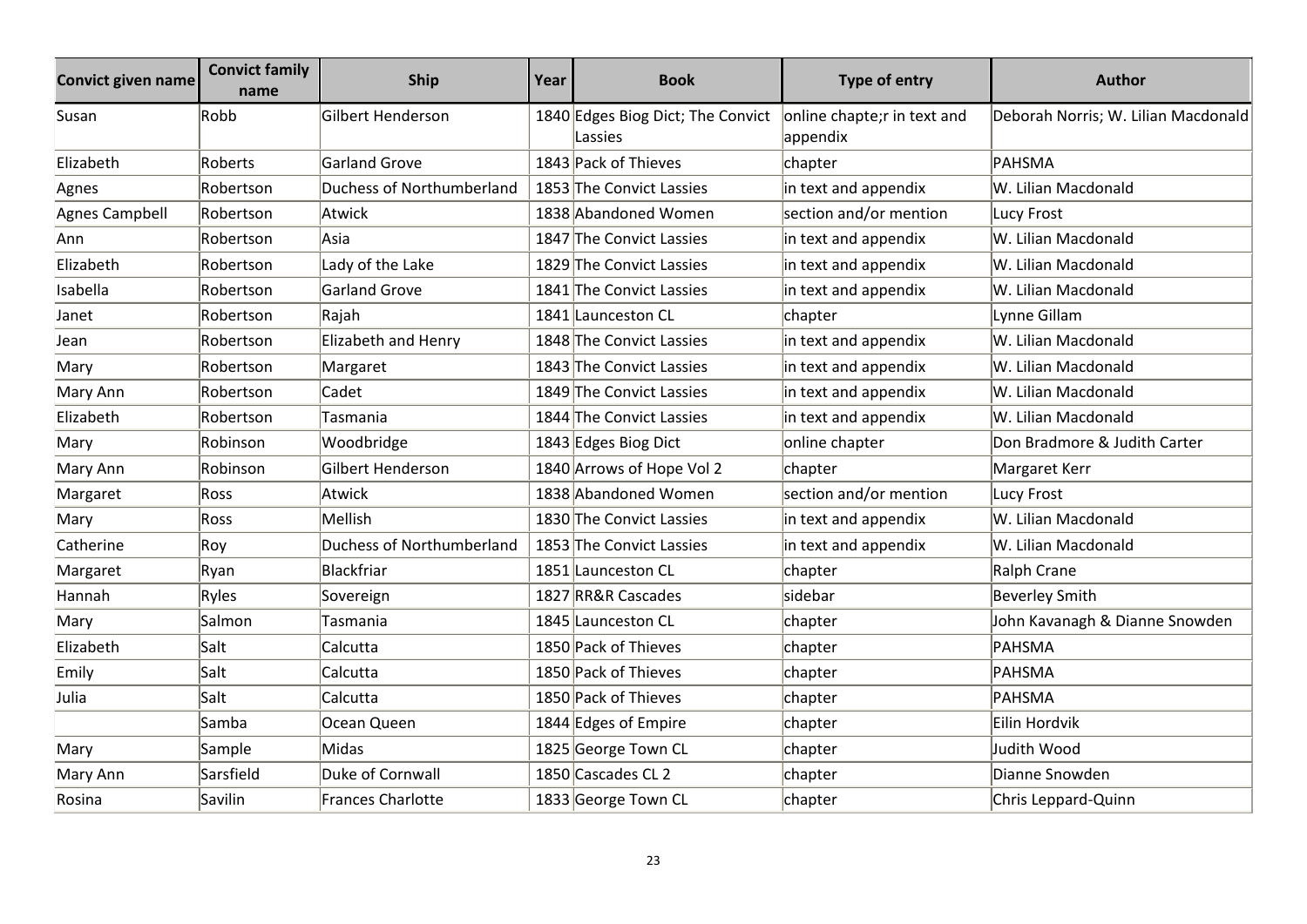| Convict given name | Convict family name | Ship | Year | Book | Type of entry | Author |
|---|---|---|---|---|---|---|
| Susan | Robb | Gilbert Henderson | 1840 | Edges Biog Dict; The Convict Lassies | online chapte;r in text and appendix | Deborah Norris; W. Lilian Macdonald |
| Elizabeth | Roberts | Garland Grove | 1843 | Pack of Thieves | chapter | PAHSMA |
| Agnes | Robertson | Duchess of Northumberland | 1853 | The Convict Lassies | in text and appendix | W. Lilian Macdonald |
| Agnes Campbell | Robertson | Atwick | 1838 | Abandoned Women | section and/or mention | Lucy Frost |
| Ann | Robertson | Asia | 1847 | The Convict Lassies | in text and appendix | W. Lilian Macdonald |
| Elizabeth | Robertson | Lady of the Lake | 1829 | The Convict Lassies | in text and appendix | W. Lilian Macdonald |
| Isabella | Robertson | Garland Grove | 1841 | The Convict Lassies | in text and appendix | W. Lilian Macdonald |
| Janet | Robertson | Rajah | 1841 | Launceston CL | chapter | Lynne Gillam |
| Jean | Robertson | Elizabeth and Henry | 1848 | The Convict Lassies | in text and appendix | W. Lilian Macdonald |
| Mary | Robertson | Margaret | 1843 | The Convict Lassies | in text and appendix | W. Lilian Macdonald |
| Mary Ann | Robertson | Cadet | 1849 | The Convict Lassies | in text and appendix | W. Lilian Macdonald |
| Elizabeth | Robertson | Tasmania | 1844 | The Convict Lassies | in text and appendix | W. Lilian Macdonald |
| Mary | Robinson | Woodbridge | 1843 | Edges Biog Dict | online chapter | Don Bradmore & Judith Carter |
| Mary Ann | Robinson | Gilbert Henderson | 1840 | Arrows of Hope Vol 2 | chapter | Margaret Kerr |
| Margaret | Ross | Atwick | 1838 | Abandoned Women | section and/or mention | Lucy Frost |
| Mary | Ross | Mellish | 1830 | The Convict Lassies | in text and appendix | W. Lilian Macdonald |
| Catherine | Roy | Duchess of Northumberland | 1853 | The Convict Lassies | in text and appendix | W. Lilian Macdonald |
| Margaret | Ryan | Blackfriar | 1851 | Launceston CL | chapter | Ralph Crane |
| Hannah | Ryles | Sovereign | 1827 | RR&R Cascades | sidebar | Beverley Smith |
| Mary | Salmon | Tasmania | 1845 | Launceston CL | chapter | John Kavanagh & Dianne Snowden |
| Elizabeth | Salt | Calcutta | 1850 | Pack of Thieves | chapter | PAHSMA |
| Emily | Salt | Calcutta | 1850 | Pack of Thieves | chapter | PAHSMA |
| Julia | Salt | Calcutta | 1850 | Pack of Thieves | chapter | PAHSMA |
| | Samba | Ocean Queen | 1844 | Edges of Empire | chapter | Eilin Hordvik |
| Mary | Sample | Midas | 1825 | George Town CL | chapter | Judith Wood |
| Mary Ann | Sarsfield | Duke of Cornwall | 1850 | Cascades CL 2 | chapter | Dianne Snowden |
| Rosina | Savilin | Frances Charlotte | 1833 | George Town CL | chapter | Chris Leppard-Quinn |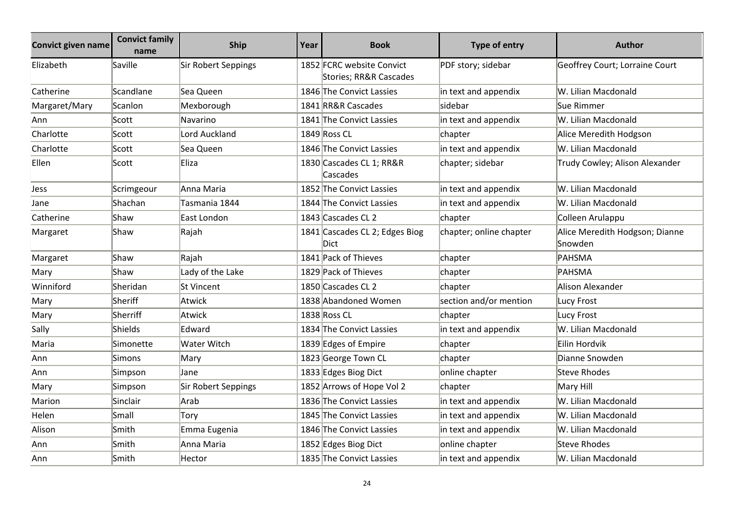| Convict given name | Convict family name | Ship | Year | Book | Type of entry | Author |
|---|---|---|---|---|---|---|
| Elizabeth | Saville | Sir Robert Seppings | 1852 | FCRC website Convict Stories; RR&R Cascades | PDF story; sidebar | Geoffrey Court; Lorraine Court |
| Catherine | Scandlane | Sea Queen | 1846 | The Convict Lassies | in text and appendix | W. Lilian Macdonald |
| Margaret/Mary | Scanlon | Mexborough | 1841 | RR&R Cascades | sidebar | Sue Rimmer |
| Ann | Scott | Navarino | 1841 | The Convict Lassies | in text and appendix | W. Lilian Macdonald |
| Charlotte | Scott | Lord Auckland | 1849 | Ross CL | chapter | Alice Meredith Hodgson |
| Charlotte | Scott | Sea Queen | 1846 | The Convict Lassies | in text and appendix | W. Lilian Macdonald |
| Ellen | Scott | Eliza | 1830 | Cascades CL 1; RR&R Cascades | chapter; sidebar | Trudy Cowley; Alison Alexander |
| Jess | Scrimgeour | Anna Maria | 1852 | The Convict Lassies | in text and appendix | W. Lilian Macdonald |
| Jane | Shachan | Tasmania 1844 | 1844 | The Convict Lassies | in text and appendix | W. Lilian Macdonald |
| Catherine | Shaw | East London | 1843 | Cascades CL 2 | chapter | Colleen Arulappu |
| Margaret | Shaw | Rajah | 1841 | Cascades CL 2; Edges Biog Dict | chapter; online chapter | Alice Meredith Hodgson; Dianne Snowden |
| Margaret | Shaw | Rajah | 1841 | Pack of Thieves | chapter | PAHSMA |
| Mary | Shaw | Lady of the Lake | 1829 | Pack of Thieves | chapter | PAHSMA |
| Winniford | Sheridan | St Vincent | 1850 | Cascades CL 2 | chapter | Alison Alexander |
| Mary | Sheriff | Atwick | 1838 | Abandoned Women | section and/or mention | Lucy Frost |
| Mary | Sherriff | Atwick | 1838 | Ross CL | chapter | Lucy Frost |
| Sally | Shields | Edward | 1834 | The Convict Lassies | in text and appendix | W. Lilian Macdonald |
| Maria | Simonette | Water Witch | 1839 | Edges of Empire | chapter | Eilin Hordvik |
| Ann | Simons | Mary | 1823 | George Town CL | chapter | Dianne Snowden |
| Ann | Simpson | Jane | 1833 | Edges Biog Dict | online chapter | Steve Rhodes |
| Mary | Simpson | Sir Robert Seppings | 1852 | Arrows of Hope Vol 2 | chapter | Mary Hill |
| Marion | Sinclair | Arab | 1836 | The Convict Lassies | in text and appendix | W. Lilian Macdonald |
| Helen | Small | Tory | 1845 | The Convict Lassies | in text and appendix | W. Lilian Macdonald |
| Alison | Smith | Emma Eugenia | 1846 | The Convict Lassies | in text and appendix | W. Lilian Macdonald |
| Ann | Smith | Anna Maria | 1852 | Edges Biog Dict | online chapter | Steve Rhodes |
| Ann | Smith | Hector | 1835 | The Convict Lassies | in text and appendix | W. Lilian Macdonald |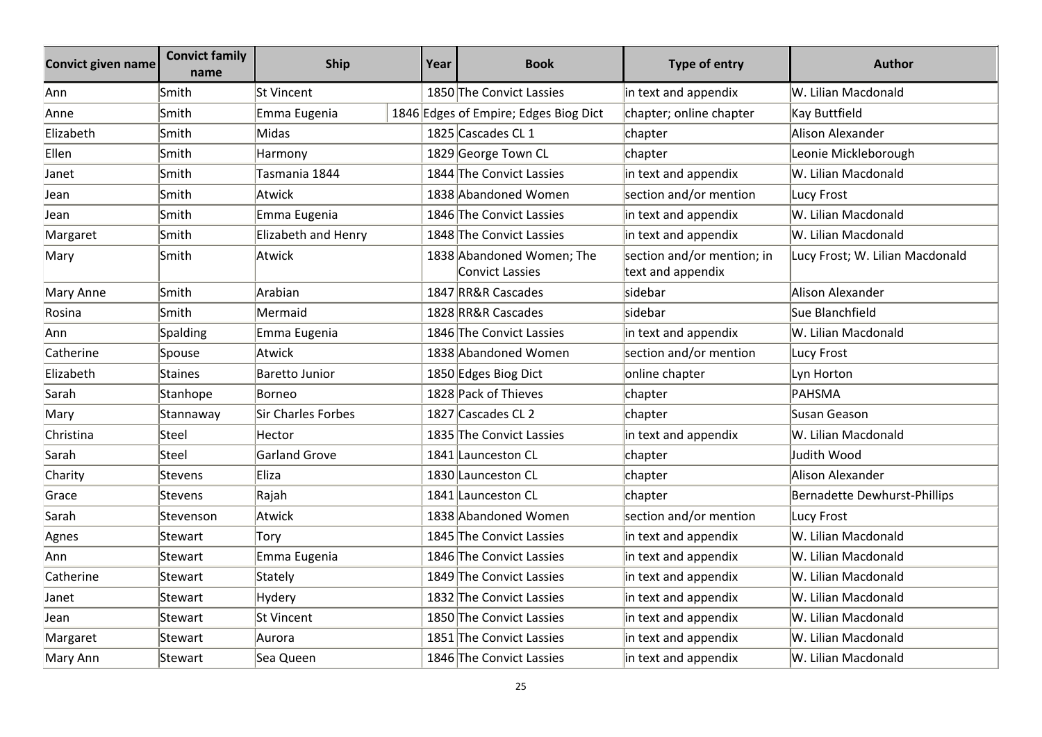| Convict given name | Convict family name | Ship | Year | Book | Type of entry | Author |
|---|---|---|---|---|---|---|
| Ann | Smith | St Vincent | 1850 | The Convict Lassies | in text and appendix | W. Lilian Macdonald |
| Anne | Smith | Emma Eugenia | 1846 | Edges of Empire; Edges Biog Dict | chapter; online chapter | Kay Buttfield |
| Elizabeth | Smith | Midas | 1825 | Cascades CL 1 | chapter | Alison Alexander |
| Ellen | Smith | Harmony | 1829 | George Town CL | chapter | Leonie Mickleborough |
| Janet | Smith | Tasmania 1844 | 1844 | The Convict Lassies | in text and appendix | W. Lilian Macdonald |
| Jean | Smith | Atwick | 1838 | Abandoned Women | section and/or mention | Lucy Frost |
| Jean | Smith | Emma Eugenia | 1846 | The Convict Lassies | in text and appendix | W. Lilian Macdonald |
| Margaret | Smith | Elizabeth and Henry | 1848 | The Convict Lassies | in text and appendix | W. Lilian Macdonald |
| Mary | Smith | Atwick | 1838 | Abandoned Women; The Convict Lassies | section and/or mention; in text and appendix | Lucy Frost; W. Lilian Macdonald |
| Mary Anne | Smith | Arabian | 1847 | RR&R Cascades | sidebar | Alison Alexander |
| Rosina | Smith | Mermaid | 1828 | RR&R Cascades | sidebar | Sue Blanchfield |
| Ann | Spalding | Emma Eugenia | 1846 | The Convict Lassies | in text and appendix | W. Lilian Macdonald |
| Catherine | Spouse | Atwick | 1838 | Abandoned Women | section and/or mention | Lucy Frost |
| Elizabeth | Staines | Baretto Junior | 1850 | Edges Biog Dict | online chapter | Lyn Horton |
| Sarah | Stanhope | Borneo | 1828 | Pack of Thieves | chapter | PAHSMA |
| Mary | Stannaway | Sir Charles Forbes | 1827 | Cascades CL 2 | chapter | Susan Geason |
| Christina | Steel | Hector | 1835 | The Convict Lassies | in text and appendix | W. Lilian Macdonald |
| Sarah | Steel | Garland Grove | 1841 | Launceston CL | chapter | Judith Wood |
| Charity | Stevens | Eliza | 1830 | Launceston CL | chapter | Alison Alexander |
| Grace | Stevens | Rajah | 1841 | Launceston CL | chapter | Bernadette Dewhurst-Phillips |
| Sarah | Stevenson | Atwick | 1838 | Abandoned Women | section and/or mention | Lucy Frost |
| Agnes | Stewart | Tory | 1845 | The Convict Lassies | in text and appendix | W. Lilian Macdonald |
| Ann | Stewart | Emma Eugenia | 1846 | The Convict Lassies | in text and appendix | W. Lilian Macdonald |
| Catherine | Stewart | Stately | 1849 | The Convict Lassies | in text and appendix | W. Lilian Macdonald |
| Janet | Stewart | Hydery | 1832 | The Convict Lassies | in text and appendix | W. Lilian Macdonald |
| Jean | Stewart | St Vincent | 1850 | The Convict Lassies | in text and appendix | W. Lilian Macdonald |
| Margaret | Stewart | Aurora | 1851 | The Convict Lassies | in text and appendix | W. Lilian Macdonald |
| Mary Ann | Stewart | Sea Queen | 1846 | The Convict Lassies | in text and appendix | W. Lilian Macdonald |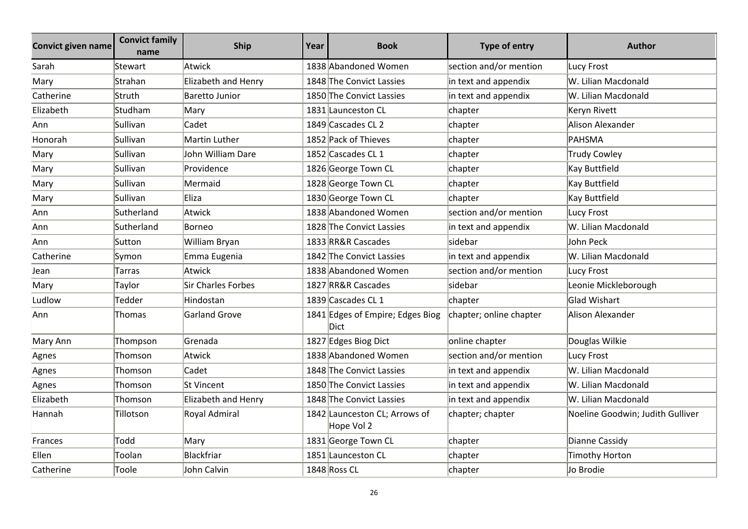| Convict given name | Convict family name | Ship | Year | Book | Type of entry | Author |
| --- | --- | --- | --- | --- | --- | --- |
| Sarah | Stewart | Atwick | 1838 | Abandoned Women | section and/or mention | Lucy Frost |
| Mary | Strahan | Elizabeth and Henry | 1848 | The Convict Lassies | in text and appendix | W. Lilian Macdonald |
| Catherine | Struth | Baretto Junior | 1850 | The Convict Lassies | in text and appendix | W. Lilian Macdonald |
| Elizabeth | Studham | Mary | 1831 | Launceston CL | chapter | Keryn Rivett |
| Ann | Sullivan | Cadet | 1849 | Cascades CL 2 | chapter | Alison Alexander |
| Honorah | Sullivan | Martin Luther | 1852 | Pack of Thieves | chapter | PAHSMA |
| Mary | Sullivan | John William Dare | 1852 | Cascades CL 1 | chapter | Trudy Cowley |
| Mary | Sullivan | Providence | 1826 | George Town CL | chapter | Kay Buttfield |
| Mary | Sullivan | Mermaid | 1828 | George Town CL | chapter | Kay Buttfield |
| Mary | Sullivan | Eliza | 1830 | George Town CL | chapter | Kay Buttfield |
| Ann | Sutherland | Atwick | 1838 | Abandoned Women | section and/or mention | Lucy Frost |
| Ann | Sutherland | Borneo | 1828 | The Convict Lassies | in text and appendix | W. Lilian Macdonald |
| Ann | Sutton | William Bryan | 1833 | RR&R Cascades | sidebar | John Peck |
| Catherine | Symon | Emma Eugenia | 1842 | The Convict Lassies | in text and appendix | W. Lilian Macdonald |
| Jean | Tarras | Atwick | 1838 | Abandoned Women | section and/or mention | Lucy Frost |
| Mary | Taylor | Sir Charles Forbes | 1827 | RR&R Cascades | sidebar | Leonie Mickleborough |
| Ludlow | Tedder | Hindostan | 1839 | Cascades CL 1 | chapter | Glad Wishart |
| Ann | Thomas | Garland Grove | 1841 | Edges of Empire; Edges Biog Dict | chapter; online chapter | Alison Alexander |
| Mary Ann | Thompson | Grenada | 1827 | Edges Biog Dict | online chapter | Douglas Wilkie |
| Agnes | Thomson | Atwick | 1838 | Abandoned Women | section and/or mention | Lucy Frost |
| Agnes | Thomson | Cadet | 1848 | The Convict Lassies | in text and appendix | W. Lilian Macdonald |
| Agnes | Thomson | St Vincent | 1850 | The Convict Lassies | in text and appendix | W. Lilian Macdonald |
| Elizabeth | Thomson | Elizabeth and Henry | 1848 | The Convict Lassies | in text and appendix | W. Lilian Macdonald |
| Hannah | Tillotson | Royal Admiral | 1842 | Launceston CL; Arrows of Hope Vol 2 | chapter; chapter | Noeline Goodwin; Judith Gulliver |
| Frances | Todd | Mary | 1831 | George Town CL | chapter | Dianne Cassidy |
| Ellen | Toolan | Blackfriar | 1851 | Launceston CL | chapter | Timothy Horton |
| Catherine | Toole | John Calvin | 1848 | Ross CL | chapter | Jo Brodie |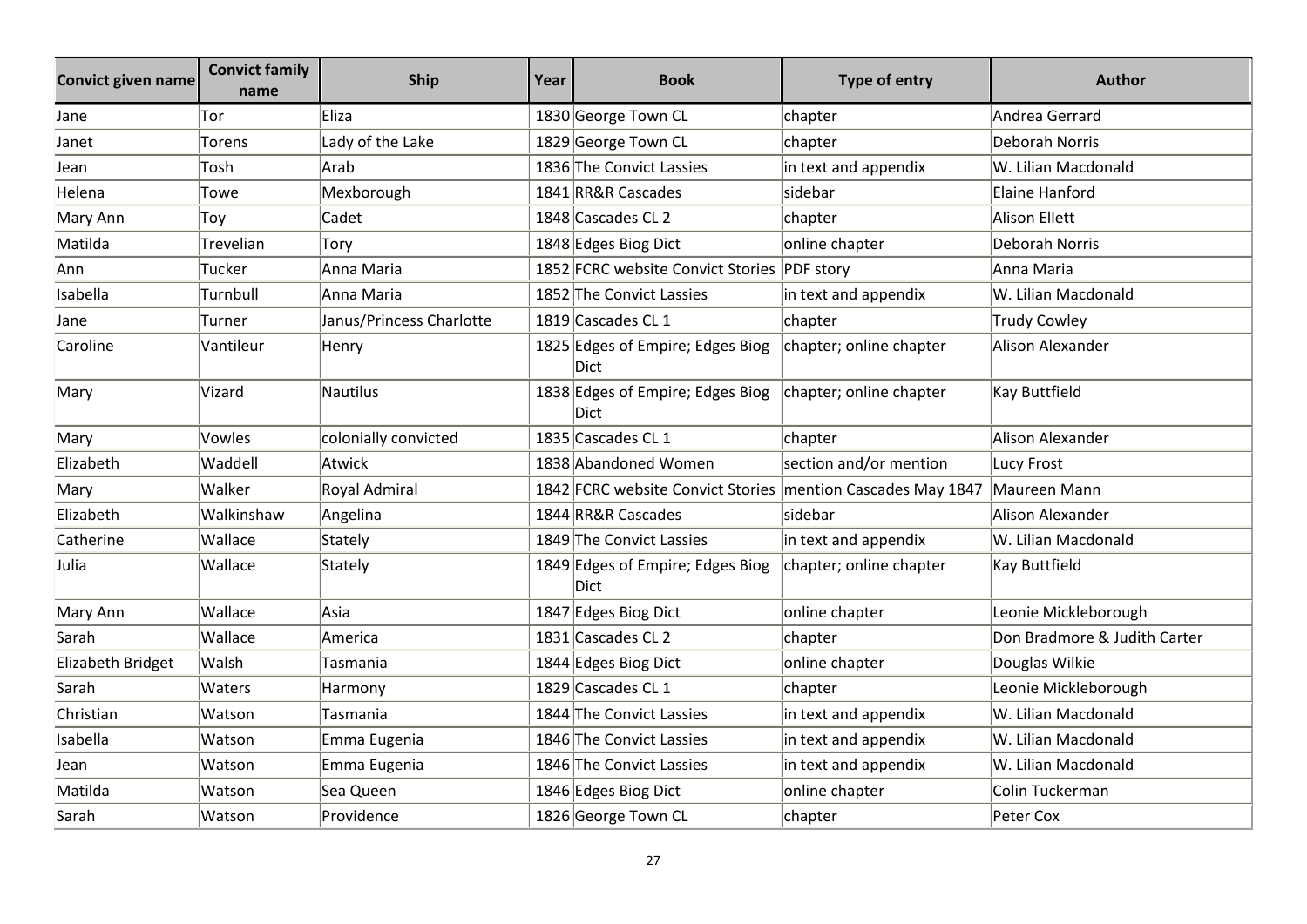| Convict given name | Convict family name | Ship | Year | Book | Type of entry | Author |
|---|---|---|---|---|---|---|
| Jane | Tor | Eliza | 1830 | George Town CL | chapter | Andrea Gerrard |
| Janet | Torens | Lady of the Lake | 1829 | George Town CL | chapter | Deborah Norris |
| Jean | Tosh | Arab | 1836 | The Convict Lassies | in text and appendix | W. Lilian Macdonald |
| Helena | Towe | Mexborough | 1841 | RR&R Cascades | sidebar | Elaine Hanford |
| Mary Ann | Toy | Cadet | 1848 | Cascades CL 2 | chapter | Alison Ellett |
| Matilda | Trevelian | Tory | 1848 | Edges Biog Dict | online chapter | Deborah Norris |
| Ann | Tucker | Anna Maria | 1852 | FCRC website Convict Stories | PDF story | Anna Maria |
| Isabella | Turnbull | Anna Maria | 1852 | The Convict Lassies | in text and appendix | W. Lilian Macdonald |
| Jane | Turner | Janus/Princess Charlotte | 1819 | Cascades CL 1 | chapter | Trudy Cowley |
| Caroline | Vantileur | Henry | 1825 | Edges of Empire; Edges Biog Dict | chapter; online chapter | Alison Alexander |
| Mary | Vizard | Nautilus | 1838 | Edges of Empire; Edges Biog Dict | chapter; online chapter | Kay Buttfield |
| Mary | Vowles | colonially convicted | 1835 | Cascades CL 1 | chapter | Alison Alexander |
| Elizabeth | Waddell | Atwick | 1838 | Abandoned Women | section and/or mention | Lucy Frost |
| Mary | Walker | Royal Admiral | 1842 | FCRC website Convict Stories | mention Cascades May 1847 | Maureen Mann |
| Elizabeth | Walkinshaw | Angelina | 1844 | RR&R Cascades | sidebar | Alison Alexander |
| Catherine | Wallace | Stately | 1849 | The Convict Lassies | in text and appendix | W. Lilian Macdonald |
| Julia | Wallace | Stately | 1849 | Edges of Empire; Edges Biog Dict | chapter; online chapter | Kay Buttfield |
| Mary Ann | Wallace | Asia | 1847 | Edges Biog Dict | online chapter | Leonie Mickleborough |
| Sarah | Wallace | America | 1831 | Cascades CL 2 | chapter | Don Bradmore & Judith Carter |
| Elizabeth Bridget | Walsh | Tasmania | 1844 | Edges Biog Dict | online chapter | Douglas Wilkie |
| Sarah | Waters | Harmony | 1829 | Cascades CL 1 | chapter | Leonie Mickleborough |
| Christian | Watson | Tasmania | 1844 | The Convict Lassies | in text and appendix | W. Lilian Macdonald |
| Isabella | Watson | Emma Eugenia | 1846 | The Convict Lassies | in text and appendix | W. Lilian Macdonald |
| Jean | Watson | Emma Eugenia | 1846 | The Convict Lassies | in text and appendix | W. Lilian Macdonald |
| Matilda | Watson | Sea Queen | 1846 | Edges Biog Dict | online chapter | Colin Tuckerman |
| Sarah | Watson | Providence | 1826 | George Town CL | chapter | Peter Cox |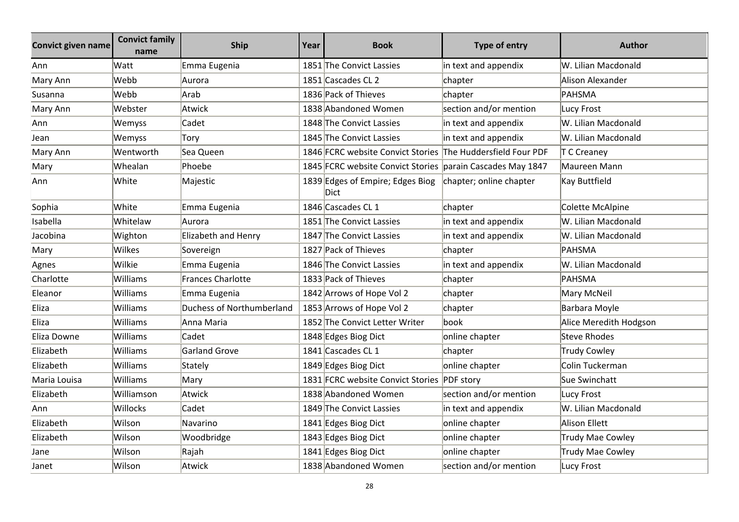| Convict given name | Convict family name | Ship | Year | Book | Type of entry | Author |
|---|---|---|---|---|---|---|
| Ann | Watt | Emma Eugenia | 1851 | The Convict Lassies | in text and appendix | W. Lilian Macdonald |
| Mary Ann | Webb | Aurora | 1851 | Cascades CL 2 | chapter | Alison Alexander |
| Susanna | Webb | Arab | 1836 | Pack of Thieves | chapter | PAHSMA |
| Mary Ann | Webster | Atwick | 1838 | Abandoned Women | section and/or mention | Lucy Frost |
| Ann | Wemyss | Cadet | 1848 | The Convict Lassies | in text and appendix | W. Lilian Macdonald |
| Jean | Wemyss | Tory | 1845 | The Convict Lassies | in text and appendix | W. Lilian Macdonald |
| Mary Ann | Wentworth | Sea Queen | 1846 | FCRC website Convict Stories | The Huddersfield Four PDF | T C Creaney |
| Mary | Whealan | Phoebe | 1845 | FCRC website Convict Stories | parain Cascades May 1847 | Maureen Mann |
| Ann | White | Majestic | 1839 | Edges of Empire; Edges Biog Dict | chapter; online chapter | Kay Buttfield |
| Sophia | White | Emma Eugenia | 1846 | Cascades CL 1 | chapter | Colette McAlpine |
| Isabella | Whitelaw | Aurora | 1851 | The Convict Lassies | in text and appendix | W. Lilian Macdonald |
| Jacobina | Wighton | Elizabeth and Henry | 1847 | The Convict Lassies | in text and appendix | W. Lilian Macdonald |
| Mary | Wilkes | Sovereign | 1827 | Pack of Thieves | chapter | PAHSMA |
| Agnes | Wilkie | Emma Eugenia | 1846 | The Convict Lassies | in text and appendix | W. Lilian Macdonald |
| Charlotte | Williams | Frances Charlotte | 1833 | Pack of Thieves | chapter | PAHSMA |
| Eleanor | Williams | Emma Eugenia | 1842 | Arrows of Hope Vol 2 | chapter | Mary McNeil |
| Eliza | Williams | Duchess of Northumberland | 1853 | Arrows of Hope Vol 2 | chapter | Barbara Moyle |
| Eliza | Williams | Anna Maria | 1852 | The Convict Letter Writer | book | Alice Meredith Hodgson |
| Eliza Downe | Williams | Cadet | 1848 | Edges Biog Dict | online chapter | Steve Rhodes |
| Elizabeth | Williams | Garland Grove | 1841 | Cascades CL 1 | chapter | Trudy Cowley |
| Elizabeth | Williams | Stately | 1849 | Edges Biog Dict | online chapter | Colin Tuckerman |
| Maria Louisa | Williams | Mary | 1831 | FCRC website Convict Stories | PDF story | Sue Swinchatt |
| Elizabeth | Williamson | Atwick | 1838 | Abandoned Women | section and/or mention | Lucy Frost |
| Ann | Willocks | Cadet | 1849 | The Convict Lassies | in text and appendix | W. Lilian Macdonald |
| Elizabeth | Wilson | Navarino | 1841 | Edges Biog Dict | online chapter | Alison Ellett |
| Elizabeth | Wilson | Woodbridge | 1843 | Edges Biog Dict | online chapter | Trudy Mae Cowley |
| Jane | Wilson | Rajah | 1841 | Edges Biog Dict | online chapter | Trudy Mae Cowley |
| Janet | Wilson | Atwick | 1838 | Abandoned Women | section and/or mention | Lucy Frost |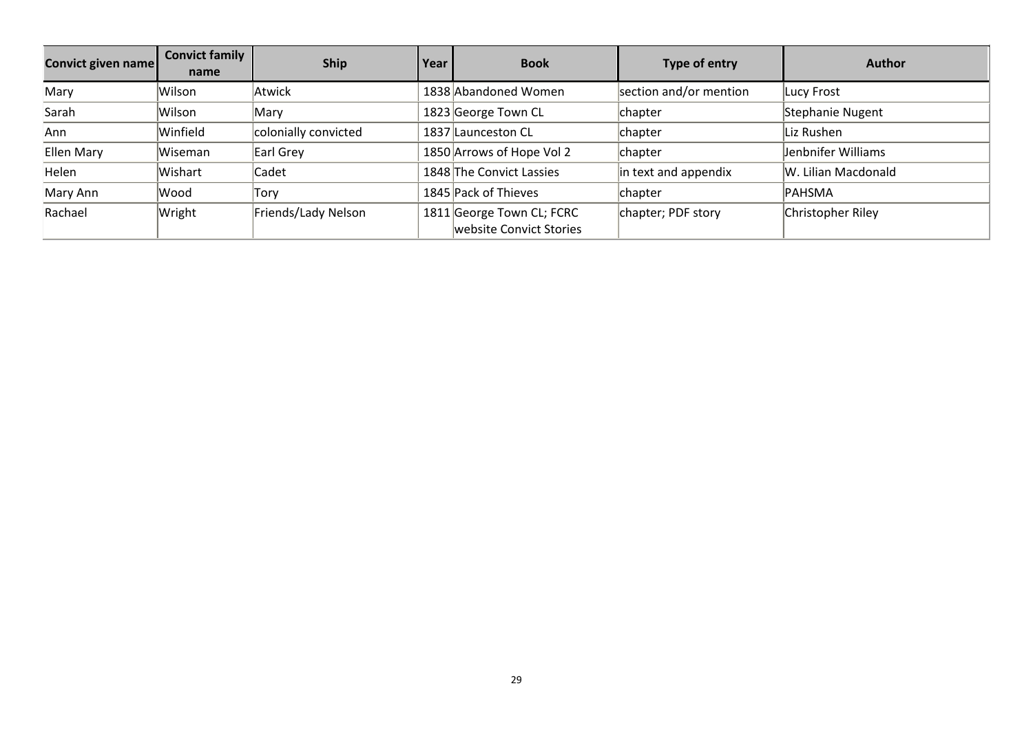| Convict given name | Convict family name | Ship | Year | Book | Type of entry | Author |
|---|---|---|---|---|---|---|
| Mary | Wilson | Atwick | 1838 | Abandoned Women | section and/or mention | Lucy Frost |
| Sarah | Wilson | Mary | 1823 | George Town CL | chapter | Stephanie Nugent |
| Ann | Winfield | colonially convicted | 1837 | Launceston CL | chapter | Liz Rushen |
| Ellen Mary | Wiseman | Earl Grey | 1850 | Arrows of Hope Vol 2 | chapter | Jenbnifer Williams |
| Helen | Wishart | Cadet | 1848 | The Convict Lassies | in text and appendix | W. Lilian Macdonald |
| Mary Ann | Wood | Tory | 1845 | Pack of Thieves | chapter | PAHSMA |
| Rachael | Wright | Friends/Lady Nelson | 1811 | George Town CL; FCRC website Convict Stories | chapter; PDF story | Christopher Riley |